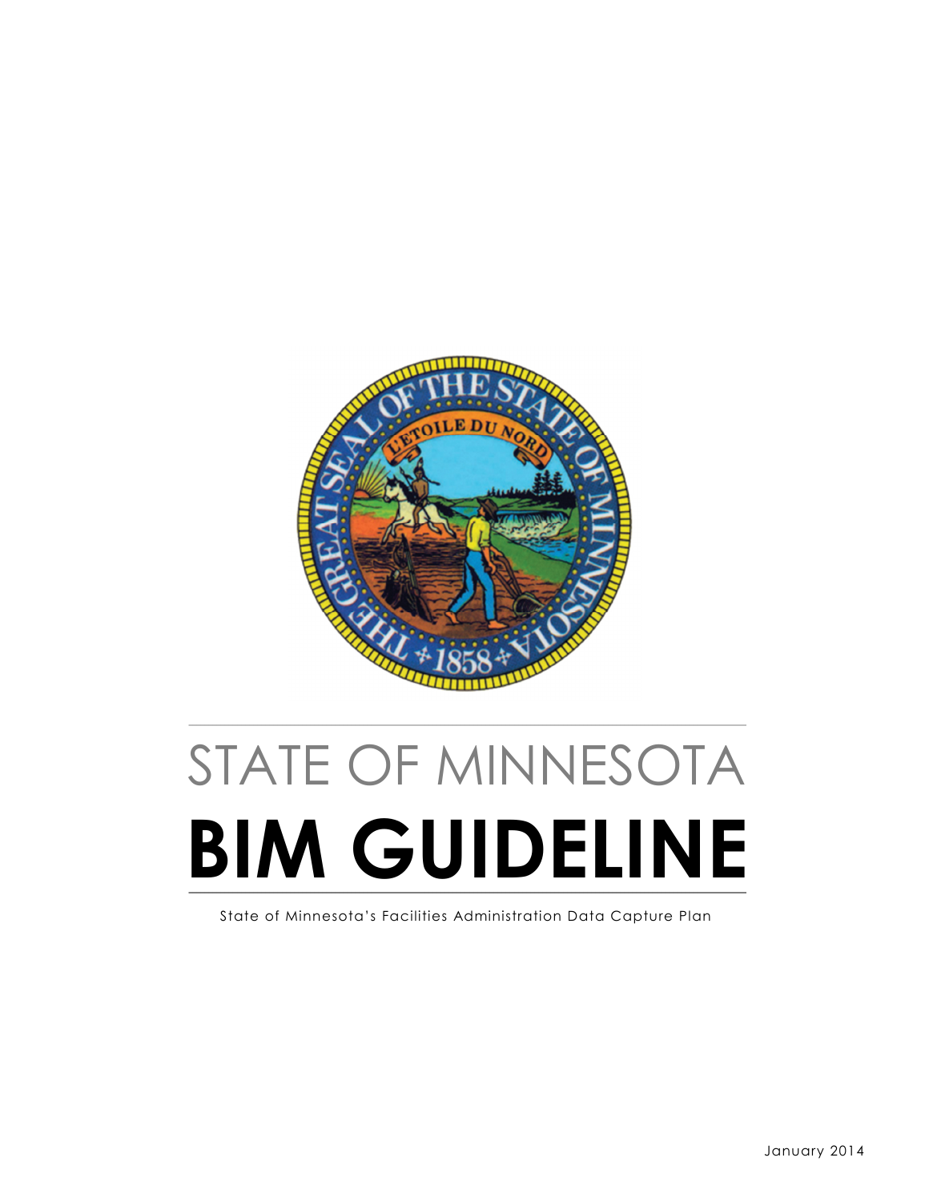STATE OF MINNESOTA

# BIM GUIDELINE

State of Minnesota's Facilities Administration Data Capture Plan

January 2014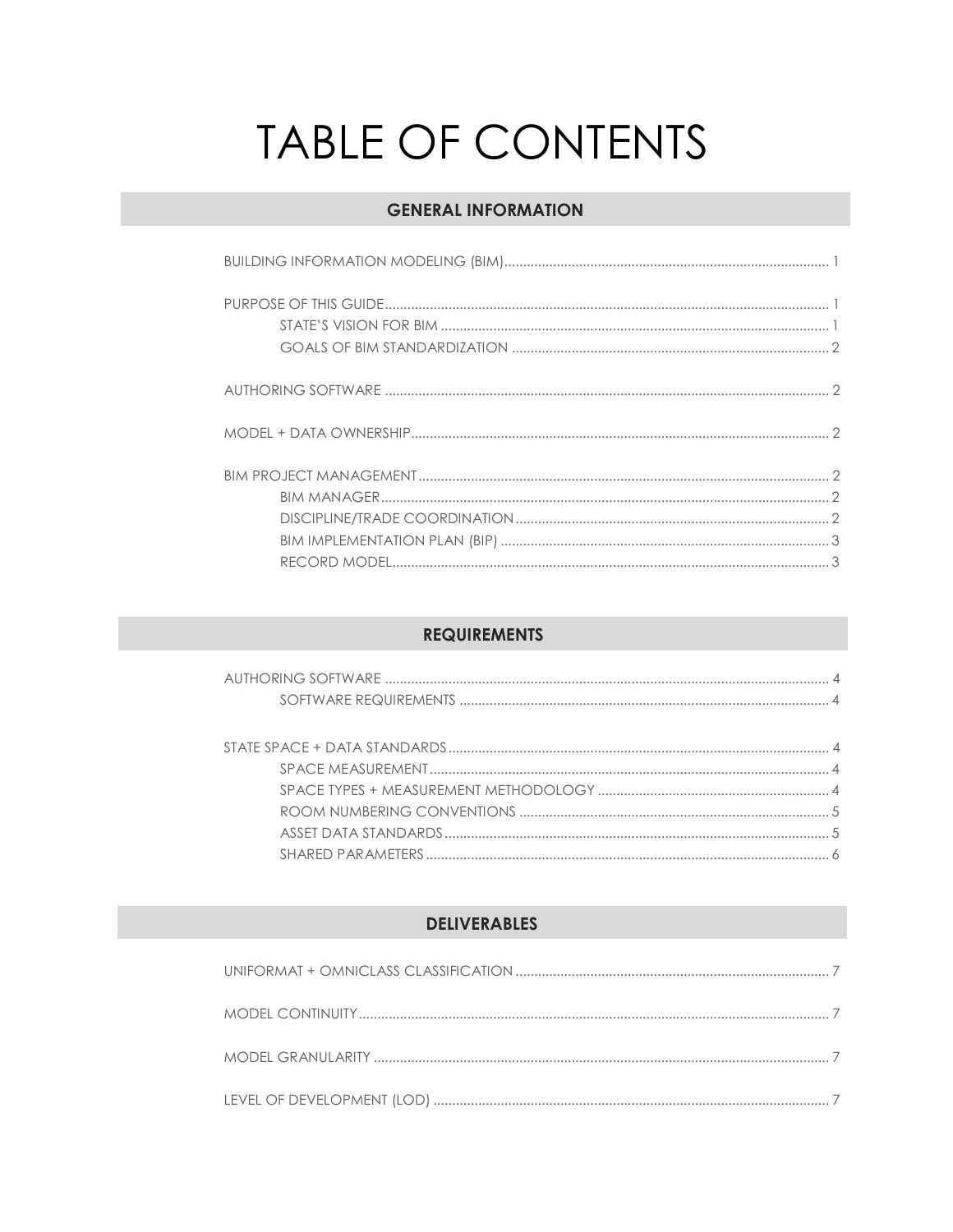# TABLE OF CONTENTS

## GENERAL INFORMATION

BUILDING INFORMATION MODELING (BIM) ..... 1

PURPOSE OF THIS GUIDE ..... 1
- STATE'S VISION FOR BIM ..... 1
- GOALS OF BIM STANDARDIZATION ..... 2

AUTHORING SOFTWARE ..... 2

MODEL + DATA OWNERSHIP ..... 2

BIM PROJECT MANAGEMENT ..... 2
- BIM MANAGER ..... 2
- DISCIPLINE/TRADE COORDINATION ..... 2
- BIM IMPLEMENTATION PLAN (BIP) ..... 3
- RECORD MODEL ..... 3

## REQUIREMENTS

AUTHORING SOFTWARE ..... 4
- SOFTWARE REQUIREMENTS ..... 4

STATE SPACE + DATA STANDARDS ..... 4
- SPACE MEASUREMENT ..... 4
- SPACE TYPES + MEASUREMENT METHODOLOGY ..... 4
- ROOM NUMBERING CONVENTIONS ..... 5
- ASSET DATA STANDARDS ..... 5
- SHARED PARAMETERS ..... 6

## DELIVERABLES

UNIFORMAT + OMNICLASS CLASSIFICATION ..... 7

MODEL CONTINUITY ..... 7

MODEL GRANULARITY ..... 7

LEVEL OF DEVELOPMENT (LOD) ..... 7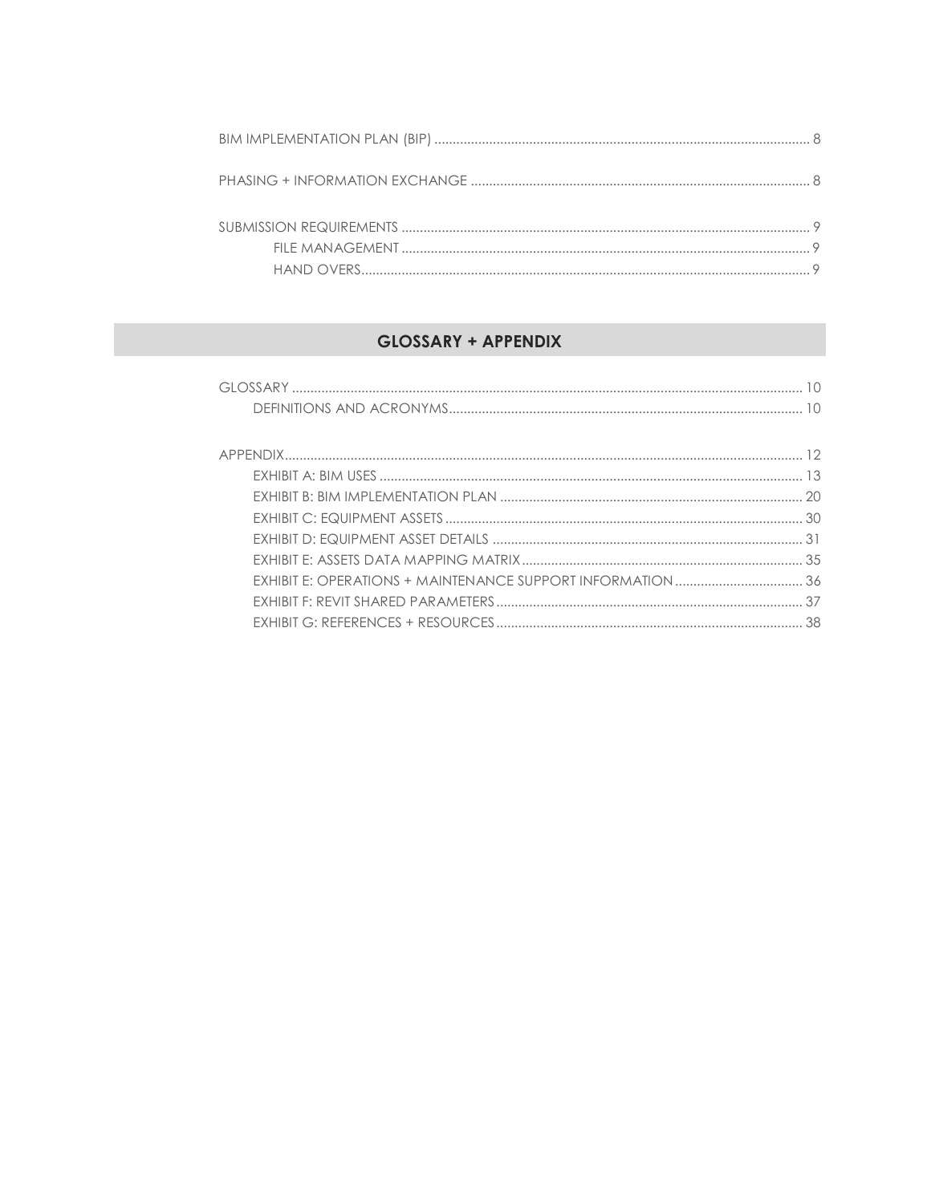BIM IMPLEMENTATION PLAN (BIP) .......... 8

PHASING + INFORMATION EXCHANGE .......... 8

SUBMISSION REQUIREMENTS .......... 9
- FILE MANAGEMENT .......... 9
- HAND OVERS .......... 9

## GLOSSARY + APPENDIX

GLOSSARY .......... 10
- DEFINITIONS AND ACRONYMS .......... 10

APPENDIX .......... 12
- EXHIBIT A: BIM USES .......... 13
- EXHIBIT B: BIM IMPLEMENTATION PLAN .......... 20
- EXHIBIT C: EQUIPMENT ASSETS .......... 30
- EXHIBIT D: EQUIPMENT ASSET DETAILS .......... 31
- EXHIBIT E: ASSETS DATA MAPPING MATRIX .......... 35
- EXHIBIT E: OPERATIONS + MAINTENANCE SUPPORT INFORMATION .......... 36
- EXHIBIT F: REVIT SHARED PARAMETERS .......... 37
- EXHIBIT G: REFERENCES + RESOURCES .......... 38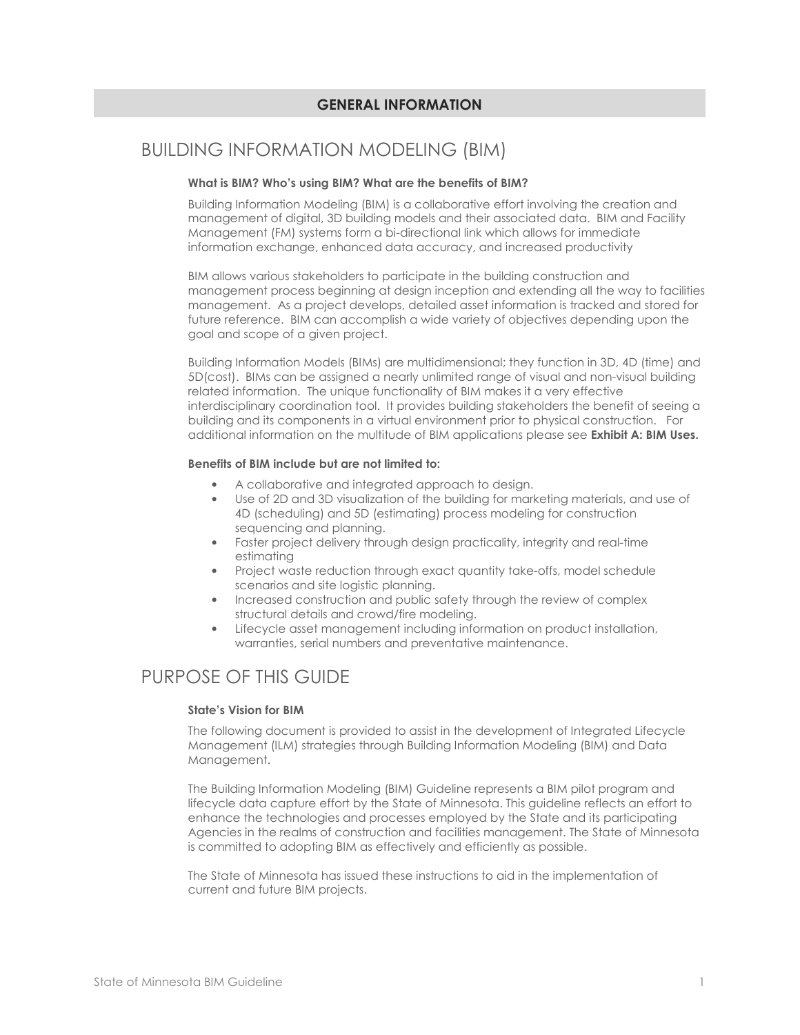## GENERAL INFORMATION

# BUILDING INFORMATION MODELING (BIM)

**What is BIM? Who's using BIM? What are the benefits of BIM?**

Building Information Modeling (BIM) is a collaborative effort involving the creation and management of digital, 3D building models and their associated data. BIM and Facility Management (FM) systems form a bi-directional link which allows for immediate information exchange, enhanced data accuracy, and increased productivity

BIM allows various stakeholders to participate in the building construction and management process beginning at design inception and extending all the way to facilities management. As a project develops, detailed asset information is tracked and stored for future reference. BIM can accomplish a wide variety of objectives depending upon the goal and scope of a given project.

Building Information Models (BIMs) are multidimensional; they function in 3D, 4D (time) and 5D(cost). BIMs can be assigned a nearly unlimited range of visual and non-visual building related information. The unique functionality of BIM makes it a very effective interdisciplinary coordination tool. It provides building stakeholders the benefit of seeing a building and its components in a virtual environment prior to physical construction. For additional information on the multitude of BIM applications please see **Exhibit A: BIM Uses.**

**Benefits of BIM include but are not limited to:**

- A collaborative and integrated approach to design.
- Use of 2D and 3D visualization of the building for marketing materials, and use of 4D (scheduling) and 5D (estimating) process modeling for construction sequencing and planning.
- Faster project delivery through design practicality, integrity and real-time estimating
- Project waste reduction through exact quantity take-offs, model schedule scenarios and site logistic planning.
- Increased construction and public safety through the review of complex structural details and crowd/fire modeling.
- Lifecycle asset management including information on product installation, warranties, serial numbers and preventative maintenance.

# PURPOSE OF THIS GUIDE

**State's Vision for BIM**

The following document is provided to assist in the development of Integrated Lifecycle Management (ILM) strategies through Building Information Modeling (BIM) and Data Management.

The Building Information Modeling (BIM) Guideline represents a BIM pilot program and lifecycle data capture effort by the State of Minnesota. This guideline reflects an effort to enhance the technologies and processes employed by the State and its participating Agencies in the realms of construction and facilities management. The State of Minnesota is committed to adopting BIM as effectively and efficiently as possible.

The State of Minnesota has issued these instructions to aid in the implementation of current and future BIM projects.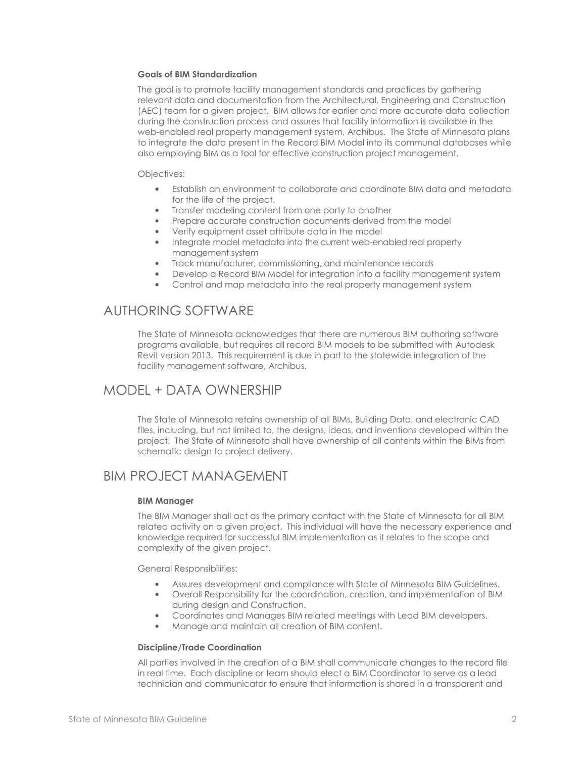#### Goals of BIM Standardization

The goal is to promote facility management standards and practices by gathering relevant data and documentation from the Architectural, Engineering and Construction (AEC) team for a given project. BIM allows for earlier and more accurate data collection during the construction process and assures that facility information is available in the web-enabled real property management system, Archibus. The State of Minnesota plans to integrate the data present in the Record BIM Model into its communal databases while also employing BIM as a tool for effective construction project management.

Objectives:

- Establish an environment to collaborate and coordinate BIM data and metadata for the life of the project.
- Transfer modeling content from one party to another
- Prepare accurate construction documents derived from the model
- Verify equipment asset attribute data in the model
- Integrate model metadata into the current web-enabled real property management system
- Track manufacturer, commissioning, and maintenance records
- Develop a Record BIM Model for integration into a facility management system
- Control and map metadata into the real property management system

# AUTHORING SOFTWARE

The State of Minnesota acknowledges that there are numerous BIM authoring software programs available, but requires all record BIM models to be submitted with Autodesk Revit version 2013. This requirement is due in part to the statewide integration of the facility management software, Archibus.

# MODEL + DATA OWNERSHIP

The State of Minnesota retains ownership of all BIMs, Building Data, and electronic CAD files, including, but not limited to, the designs, ideas, and inventions developed within the project. The State of Minnesota shall have ownership of all contents within the BIMs from schematic design to project delivery.

# BIM PROJECT MANAGEMENT

#### BIM Manager

The BIM Manager shall act as the primary contact with the State of Minnesota for all BIM related activity on a given project. This individual will have the necessary experience and knowledge required for successful BIM implementation as it relates to the scope and complexity of the given project.

General Responsibilities:

- Assures development and compliance with State of Minnesota BIM Guidelines.
- Overall Responsibility for the coordination, creation, and implementation of BIM during design and Construction.
- Coordinates and Manages BIM related meetings with Lead BIM developers.
- Manage and maintain all creation of BIM content.

#### Discipline/Trade Coordination

All parties involved in the creation of a BIM shall communicate changes to the record file in real time. Each discipline or team should elect a BIM Coordinator to serve as a lead technician and communicator to ensure that information is shared in a transparent and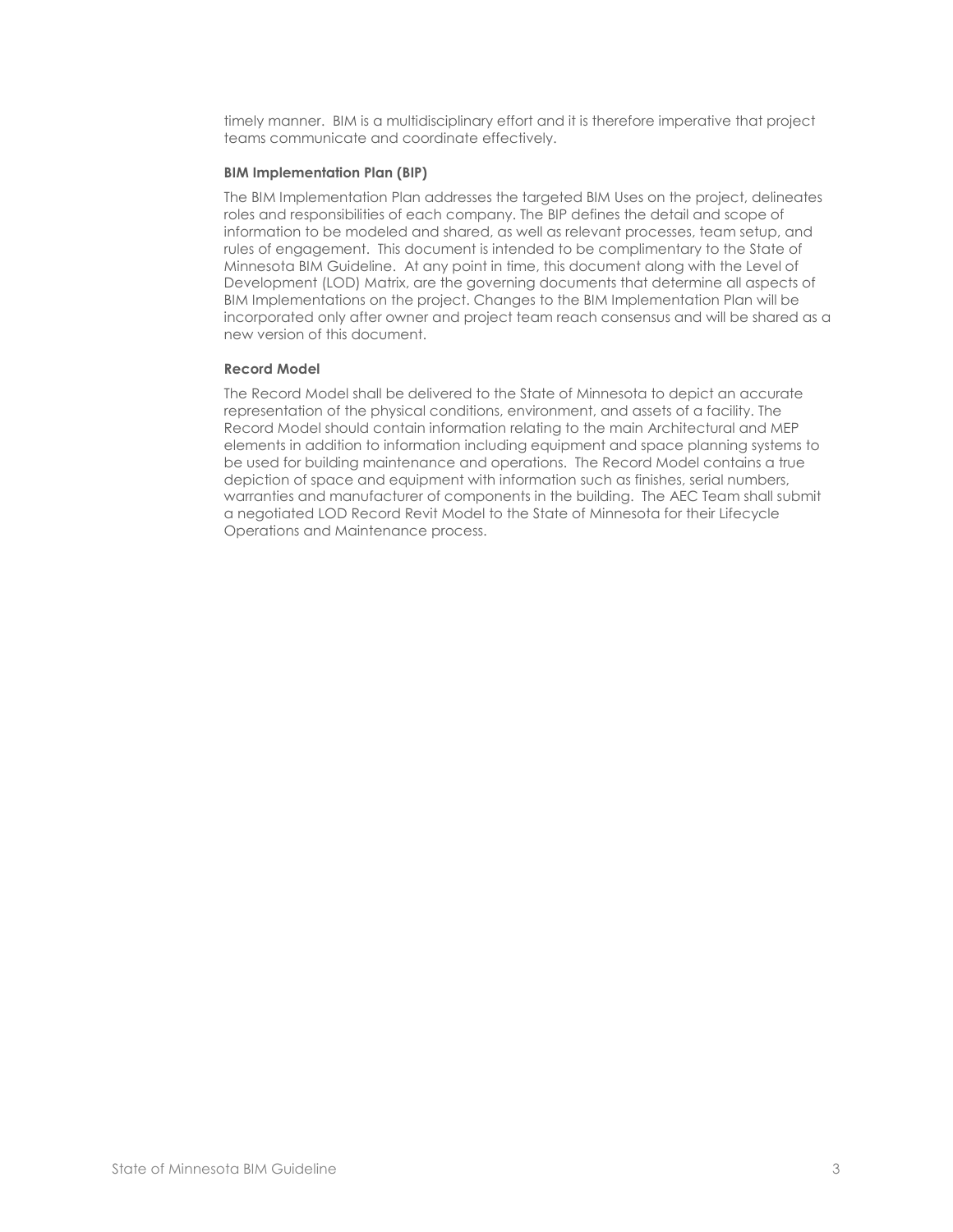timely manner. BIM is a multidisciplinary effort and it is therefore imperative that project teams communicate and coordinate effectively.

**BIM Implementation Plan (BIP)**

The BIM Implementation Plan addresses the targeted BIM Uses on the project, delineates roles and responsibilities of each company. The BIP defines the detail and scope of information to be modeled and shared, as well as relevant processes, team setup, and rules of engagement. This document is intended to be complimentary to the State of Minnesota BIM Guideline. At any point in time, this document along with the Level of Development (LOD) Matrix, are the governing documents that determine all aspects of BIM Implementations on the project. Changes to the BIM Implementation Plan will be incorporated only after owner and project team reach consensus and will be shared as a new version of this document.

**Record Model**

The Record Model shall be delivered to the State of Minnesota to depict an accurate representation of the physical conditions, environment, and assets of a facility. The Record Model should contain information relating to the main Architectural and MEP elements in addition to information including equipment and space planning systems to be used for building maintenance and operations. The Record Model contains a true depiction of space and equipment with information such as finishes, serial numbers, warranties and manufacturer of components in the building. The AEC Team shall submit a negotiated LOD Record Revit Model to the State of Minnesota for their Lifecycle Operations and Maintenance process.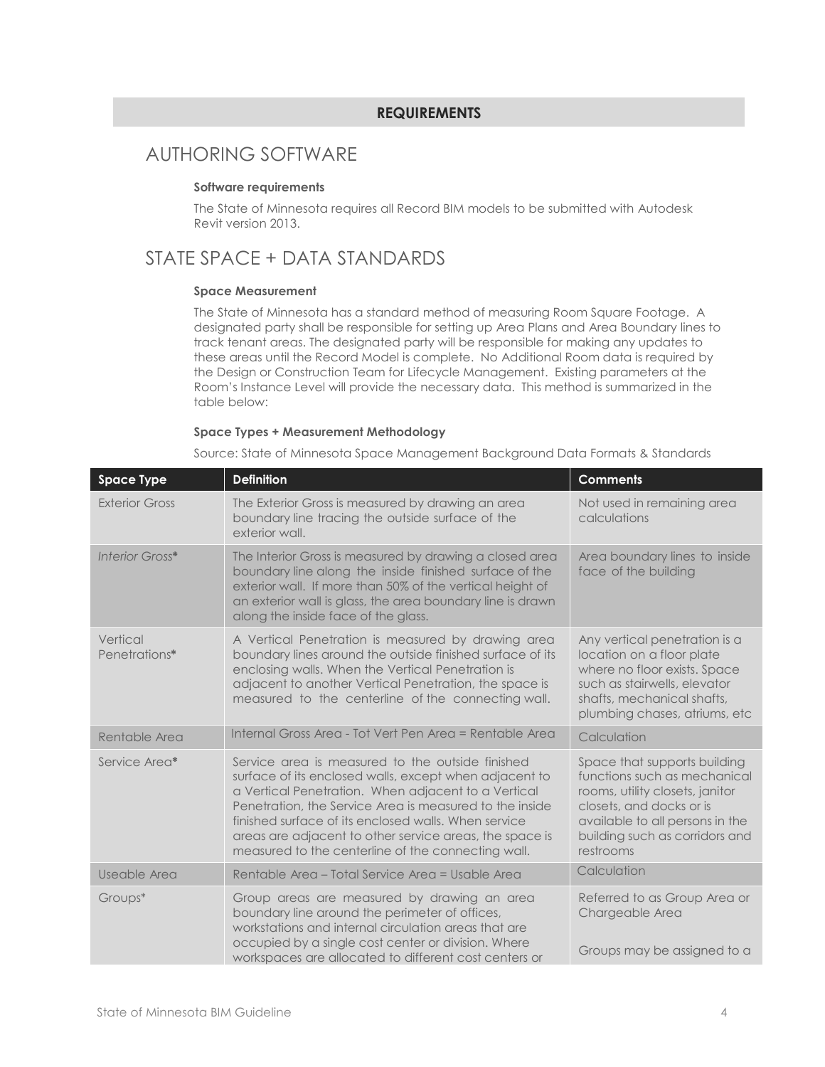## REQUIREMENTS

# AUTHORING SOFTWARE

### Software requirements

The State of Minnesota requires all Record BIM models to be submitted with Autodesk Revit version 2013.

# STATE SPACE + DATA STANDARDS

### Space Measurement

The State of Minnesota has a standard method of measuring Room Square Footage. A designated party shall be responsible for setting up Area Plans and Area Boundary lines to track tenant areas. The designated party will be responsible for making any updates to these areas until the Record Model is complete. No Additional Room data is required by the Design or Construction Team for Lifecycle Management. Existing parameters at the Room's Instance Level will provide the necessary data. This method is summarized in the table below:

### Space Types + Measurement Methodology

Source: State of Minnesota Space Management Background Data Formats & Standards

| Space Type | Definition | Comments |
|---|---|---|
| Exterior Gross | The Exterior Gross is measured by drawing an area boundary line tracing the outside surface of the exterior wall. | Not used in remaining area calculations |
| *Interior Gross*** | The Interior Gross is measured by drawing a closed area boundary line along the inside finished surface of the exterior wall. If more than 50% of the vertical height of an exterior wall is glass, the area boundary line is drawn along the inside face of the glass. | Area boundary lines to inside face of the building |
| Vertical Penetrations** | A Vertical Penetration is measured by drawing area boundary lines around the outside finished surface of its enclosing walls. When the Vertical Penetration is adjacent to another Vertical Penetration, the space is measured to the centerline of the connecting wall. | Any vertical penetration is a location on a floor plate where no floor exists. Space such as stairwells, elevator shafts, mechanical shafts, plumbing chases, atriums, etc |
| Rentable Area | Internal Gross Area - Tot Vert Pen Area = Rentable Area | Calculation |
| Service Area** | Service area is measured to the outside finished surface of its enclosed walls, except when adjacent to a Vertical Penetration. When adjacent to a Vertical Penetration, the Service Area is measured to the inside finished surface of its enclosed walls. When service areas are adjacent to other service areas, the space is measured to the centerline of the connecting wall. | Space that supports building functions such as mechanical rooms, utility closets, janitor closets, and docks or is available to all persons in the building such as corridors and restrooms |
| Useable Area | Rentable Area – Total Service Area = Usable Area | Calculation |
| Groups* | Group areas are measured by drawing an area boundary line around the perimeter of offices, workstations and internal circulation areas that are occupied by a single cost center or division. Where workspaces are allocated to different cost centers or | Referred to as Group Area or Chargeable Area<br><br>Groups may be assigned to a |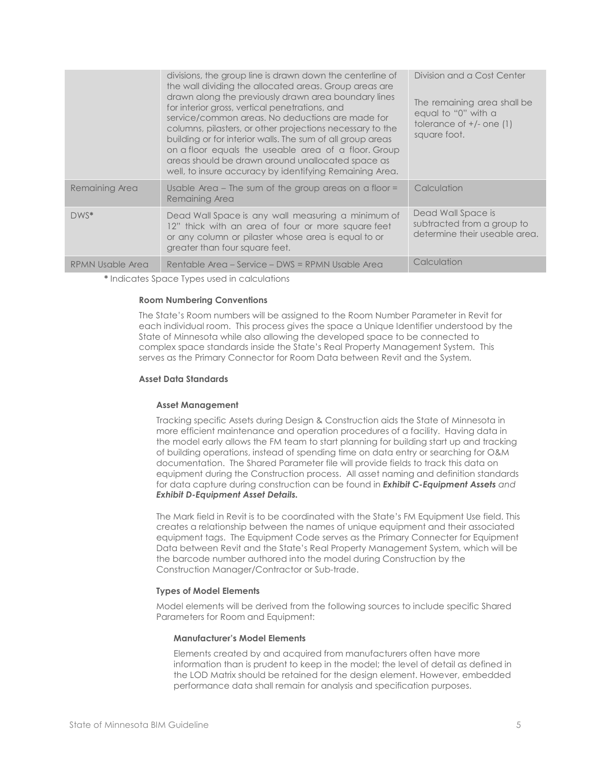| | | |
|---|---|---|
| | divisions, the group line is drawn down the centerline of the wall dividing the allocated areas. Group areas are drawn along the previously drawn area boundary lines for interior gross, vertical penetrations, and service/common areas. No deductions are made for columns, pilasters, or other projections necessary to the building or for interior walls. The sum of all group areas on a floor equals the useable area of a floor. Group areas should be drawn around unallocated space as well, to insure accuracy by identifying Remaining Area. | Division and a Cost Center<br><br>The remaining area shall be equal to "0" with a tolerance of +/- one (1) square foot. |
| Remaining Area | Usable Area – The sum of the group areas on a floor = Remaining Area | Calculation |
| DWS* | Dead Wall Space is any wall measuring a minimum of 12" thick with an area of four or more square feet or any column or pilaster whose area is equal to or greater than four square feet. | Dead Wall Space is subtracted from a group to determine their useable area. |
| RPMN Usable Area | Rentable Area – Service – DWS = RPMN Usable Area | Calculation |

**\*** Indicates Space Types used in calculations

#### Room Numbering Conventions

The State's Room numbers will be assigned to the Room Number Parameter in Revit for each individual room. This process gives the space a Unique Identifier understood by the State of Minnesota while also allowing the developed space to be connected to complex space standards inside the State's Real Property Management System. This serves as the Primary Connector for Room Data between Revit and the System.

#### Asset Data Standards

##### Asset Management

Tracking specific Assets during Design & Construction aids the State of Minnesota in more efficient maintenance and operation procedures of a facility. Having data in the model early allows the FM team to start planning for building start up and tracking of building operations, instead of spending time on data entry or searching for O&M documentation. The Shared Parameter file will provide fields to track this data on equipment during the Construction process. All asset naming and definition standards for data capture during construction can be found in ***Exhibit C-Equipment Assets*** *and* ***Exhibit D-Equipment Asset Details.***

The Mark field in Revit is to be coordinated with the State's FM Equipment Use field. This creates a relationship between the names of unique equipment and their associated equipment tags. The Equipment Code serves as the Primary Connecter for Equipment Data between Revit and the State's Real Property Management System, which will be the barcode number authored into the model during Construction by the Construction Manager/Contractor or Sub-trade.

#### Types of Model Elements

Model elements will be derived from the following sources to include specific Shared Parameters for Room and Equipment:

##### Manufacturer's Model Elements

Elements created by and acquired from manufacturers often have more information than is prudent to keep in the model; the level of detail as defined in the LOD Matrix should be retained for the design element. However, embedded performance data shall remain for analysis and specification purposes.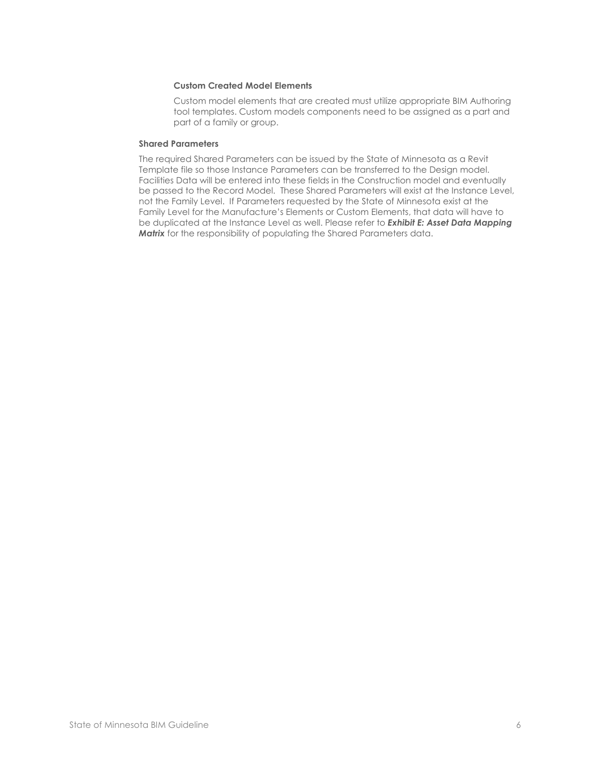#### Custom Created Model Elements

Custom model elements that are created must utilize appropriate BIM Authoring tool templates. Custom models components need to be assigned as a part and part of a family or group.

### Shared Parameters

The required Shared Parameters can be issued by the State of Minnesota as a Revit Template file so those Instance Parameters can be transferred to the Design model. Facilities Data will be entered into these fields in the Construction model and eventually be passed to the Record Model. These Shared Parameters will exist at the Instance Level, not the Family Level. If Parameters requested by the State of Minnesota exist at the Family Level for the Manufacture's Elements or Custom Elements, that data will have to be duplicated at the Instance Level as well. Please refer to ***Exhibit E: Asset Data Mapping Matrix*** for the responsibility of populating the Shared Parameters data.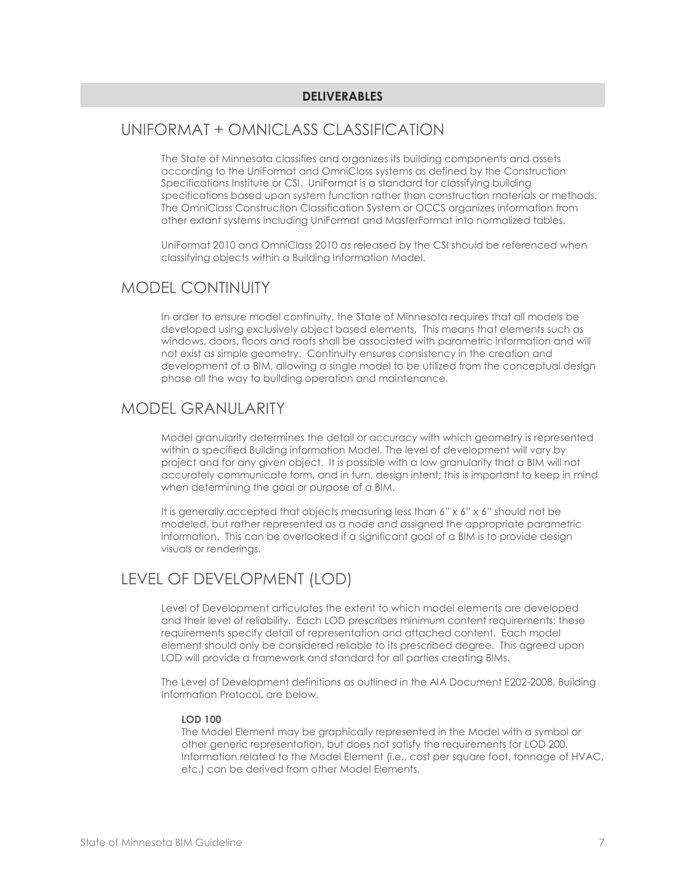**DELIVERABLES**

# UNIFORMAT + OMNICLASS CLASSIFICATION

The State of Minnesota classifies and organizes its building components and assets according to the UniFormat and OmniClass systems as defined by the Construction Specifications Institute or CSI. UniFormat is a standard for classifying building specifications based upon system function rather than construction materials or methods. The OmniClass Construction Classification System or OCCS organizes information from other extant systems including UniFormat and MasterFormat into normalized tables.

UniFormat 2010 and OmniClass 2010 as released by the CSI should be referenced when classifying objects within a Building Information Model.

# MODEL CONTINUITY

In order to ensure model continuity, the State of Minnesota requires that all models be developed using exclusively object based elements. This means that elements such as windows, doors, floors and roofs shall be associated with parametric information and will not exist as simple geometry. Continuity ensures consistency in the creation and development of a BIM, allowing a single model to be utilized from the conceptual design phase all the way to building operation and maintenance.

# MODEL GRANULARITY

Model granularity determines the detail or accuracy with which geometry is represented within a specified Building information Model. The level of development will vary by project and for any given object. It is possible with a low granularity that a BIM will not accurately communicate form, and in turn, design intent; this is important to keep in mind when determining the goal or purpose of a BIM.

It is generally accepted that objects measuring less than 6" x 6" x 6" should not be modeled, but rather represented as a node and assigned the appropriate parametric information. This can be overlooked if a significant goal of a BIM is to provide design visuals or renderings.

# LEVEL OF DEVELOPMENT (LOD)

Level of Development articulates the extent to which model elements are developed and their level of reliability. Each LOD prescribes minimum content requirements; these requirements specify detail of representation and attached content. Each model element should only be considered reliable to its prescribed degree. This agreed upon LOD will provide a framework and standard for all parties creating BIMs.

The Level of Development definitions as outlined in the AIA Document E202-2008, Building Information Protocol, are below.

**LOD 100**
The Model Element may be graphically represented in the Model with a symbol or other generic representation, but does not satisfy the requirements for LOD 200. Information related to the Model Element (i.e., cost per square foot, tonnage of HVAC, etc.) can be derived from other Model Elements.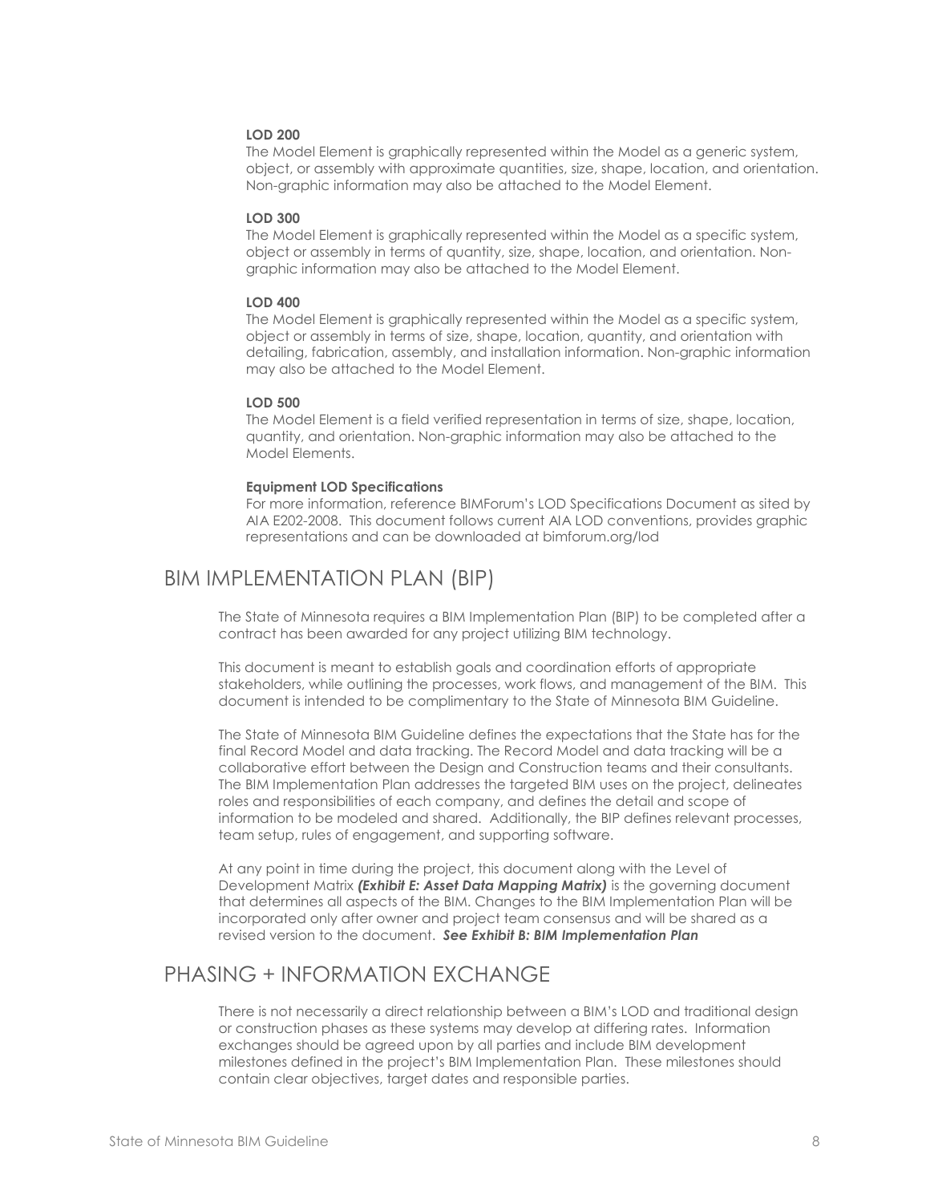**LOD 200**

The Model Element is graphically represented within the Model as a generic system, object, or assembly with approximate quantities, size, shape, location, and orientation. Non-graphic information may also be attached to the Model Element.

**LOD 300**

The Model Element is graphically represented within the Model as a specific system, object or assembly in terms of quantity, size, shape, location, and orientation. Non-graphic information may also be attached to the Model Element.

**LOD 400**

The Model Element is graphically represented within the Model as a specific system, object or assembly in terms of size, shape, location, quantity, and orientation with detailing, fabrication, assembly, and installation information. Non-graphic information may also be attached to the Model Element.

**LOD 500**

The Model Element is a field verified representation in terms of size, shape, location, quantity, and orientation. Non-graphic information may also be attached to the Model Elements.

**Equipment LOD Specifications**

For more information, reference BIMForum's LOD Specifications Document as sited by AIA E202-2008. This document follows current AIA LOD conventions, provides graphic representations and can be downloaded at bimforum.org/lod

## BIM IMPLEMENTATION PLAN (BIP)

The State of Minnesota requires a BIM Implementation Plan (BIP) to be completed after a contract has been awarded for any project utilizing BIM technology.

This document is meant to establish goals and coordination efforts of appropriate stakeholders, while outlining the processes, work flows, and management of the BIM. This document is intended to be complimentary to the State of Minnesota BIM Guideline.

The State of Minnesota BIM Guideline defines the expectations that the State has for the final Record Model and data tracking. The Record Model and data tracking will be a collaborative effort between the Design and Construction teams and their consultants. The BIM Implementation Plan addresses the targeted BIM uses on the project, delineates roles and responsibilities of each company, and defines the detail and scope of information to be modeled and shared. Additionally, the BIP defines relevant processes, team setup, rules of engagement, and supporting software.

At any point in time during the project, this document along with the Level of Development Matrix ***(Exhibit E: Asset Data Mapping Matrix)*** is the governing document that determines all aspects of the BIM. Changes to the BIM Implementation Plan will be incorporated only after owner and project team consensus and will be shared as a revised version to the document. ***See Exhibit B: BIM Implementation Plan***

## PHASING + INFORMATION EXCHANGE

There is not necessarily a direct relationship between a BIM's LOD and traditional design or construction phases as these systems may develop at differing rates. Information exchanges should be agreed upon by all parties and include BIM development milestones defined in the project's BIM Implementation Plan. These milestones should contain clear objectives, target dates and responsible parties.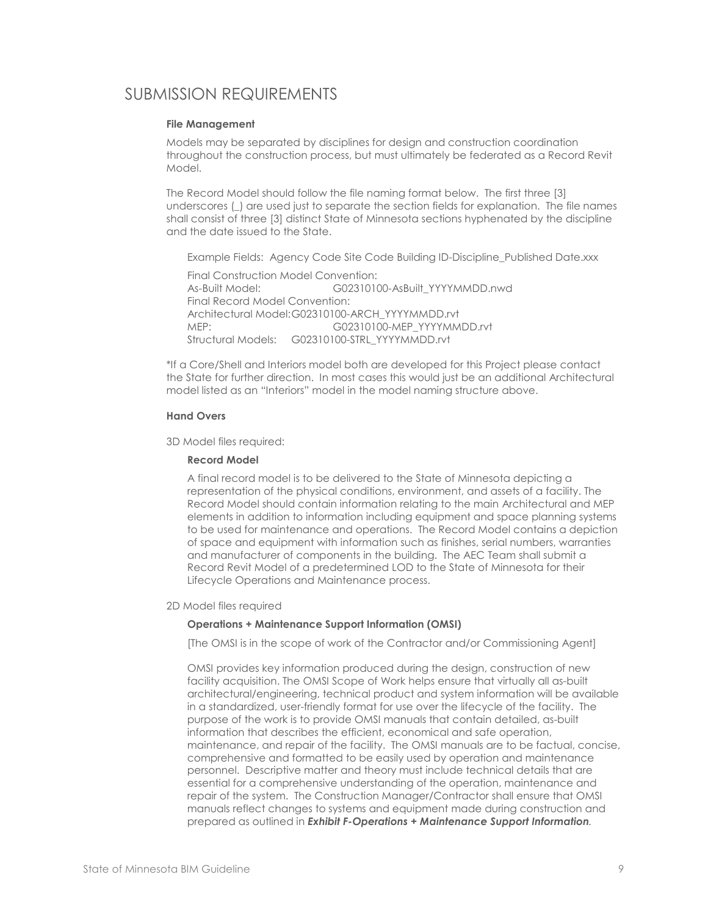# SUBMISSION REQUIREMENTS

**File Management**

Models may be separated by disciplines for design and construction coordination throughout the construction process, but must ultimately be federated as a Record Revit Model.

The Record Model should follow the file naming format below. The first three [3] underscores (_) are used just to separate the section fields for explanation. The file names shall consist of three [3] distinct State of Minnesota sections hyphenated by the discipline and the date issued to the State.

Example Fields: Agency Code Site Code Building ID-Discipline_Published Date.xxx

Final Construction Model Convention:
As-Built Model: G02310100-AsBuilt_YYYYMMDD.nwd
Final Record Model Convention:
Architectural Model: G02310100-ARCH_YYYYMMDD.rvt
MEP: G02310100-MEP_YYYYMMDD.rvt
Structural Models: G02310100-STRL_YYYYMMDD.rvt

*If a Core/Shell and Interiors model both are developed for this Project please contact the State for further direction. In most cases this would just be an additional Architectural model listed as an "Interiors" model in the model naming structure above.

**Hand Overs**

3D Model files required:

**Record Model**

A final record model is to be delivered to the State of Minnesota depicting a representation of the physical conditions, environment, and assets of a facility. The Record Model should contain information relating to the main Architectural and MEP elements in addition to information including equipment and space planning systems to be used for maintenance and operations. The Record Model contains a depiction of space and equipment with information such as finishes, serial numbers, warranties and manufacturer of components in the building. The AEC Team shall submit a Record Revit Model of a predetermined LOD to the State of Minnesota for their Lifecycle Operations and Maintenance process.

2D Model files required

**Operations + Maintenance Support Information (OMSI)**

[The OMSI is in the scope of work of the Contractor and/or Commissioning Agent]

OMSI provides key information produced during the design, construction of new facility acquisition. The OMSI Scope of Work helps ensure that virtually all as-built architectural/engineering, technical product and system information will be available in a standardized, user-friendly format for use over the lifecycle of the facility. The purpose of the work is to provide OMSI manuals that contain detailed, as-built information that describes the efficient, economical and safe operation, maintenance, and repair of the facility. The OMSI manuals are to be factual, concise, comprehensive and formatted to be easily used by operation and maintenance personnel. Descriptive matter and theory must include technical details that are essential for a comprehensive understanding of the operation, maintenance and repair of the system. The Construction Manager/Contractor shall ensure that OMSI manuals reflect changes to systems and equipment made during construction and prepared as outlined in ***Exhibit F-Operations + Maintenance Support Information***.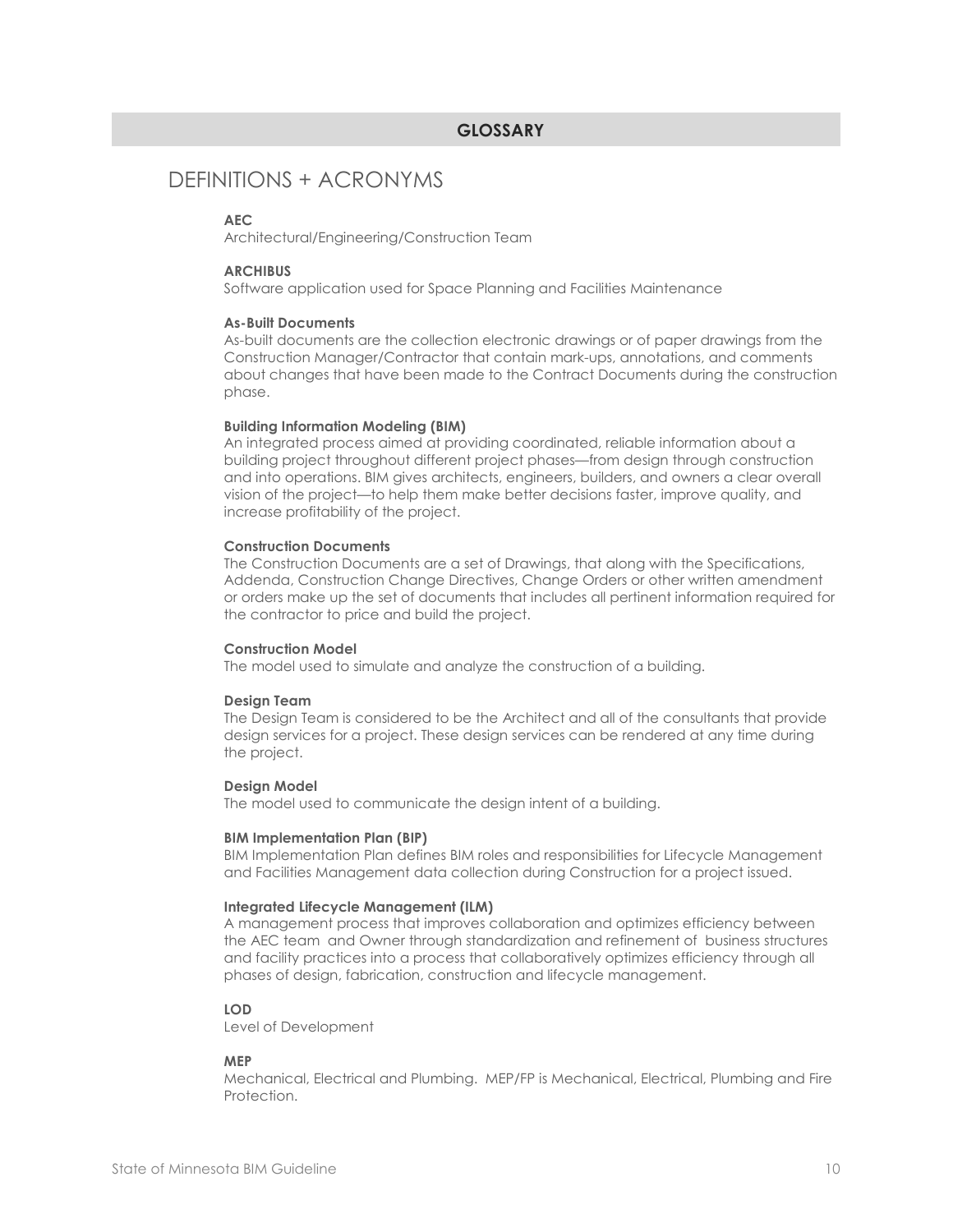## GLOSSARY

# DEFINITIONS + ACRONYMS

**AEC**
Architectural/Engineering/Construction Team

**ARCHIBUS**
Software application used for Space Planning and Facilities Maintenance

**As-Built Documents**
As-built documents are the collection electronic drawings or of paper drawings from the Construction Manager/Contractor that contain mark-ups, annotations, and comments about changes that have been made to the Contract Documents during the construction phase.

**Building Information Modeling (BIM)**
An integrated process aimed at providing coordinated, reliable information about a building project throughout different project phases—from design through construction and into operations. BIM gives architects, engineers, builders, and owners a clear overall vision of the project—to help them make better decisions faster, improve quality, and increase profitability of the project.

**Construction Documents**
The Construction Documents are a set of Drawings, that along with the Specifications, Addenda, Construction Change Directives, Change Orders or other written amendment or orders make up the set of documents that includes all pertinent information required for the contractor to price and build the project.

**Construction Model**
The model used to simulate and analyze the construction of a building.

**Design Team**
The Design Team is considered to be the Architect and all of the consultants that provide design services for a project. These design services can be rendered at any time during the project.

**Design Model**
The model used to communicate the design intent of a building.

**BIM Implementation Plan (BIP)**
BIM Implementation Plan defines BIM roles and responsibilities for Lifecycle Management and Facilities Management data collection during Construction for a project issued.

**Integrated Lifecycle Management (ILM)**
A management process that improves collaboration and optimizes efficiency between the AEC team and Owner through standardization and refinement of business structures and facility practices into a process that collaboratively optimizes efficiency through all phases of design, fabrication, construction and lifecycle management.

**LOD**
Level of Development

**MEP**
Mechanical, Electrical and Plumbing. MEP/FP is Mechanical, Electrical, Plumbing and Fire Protection.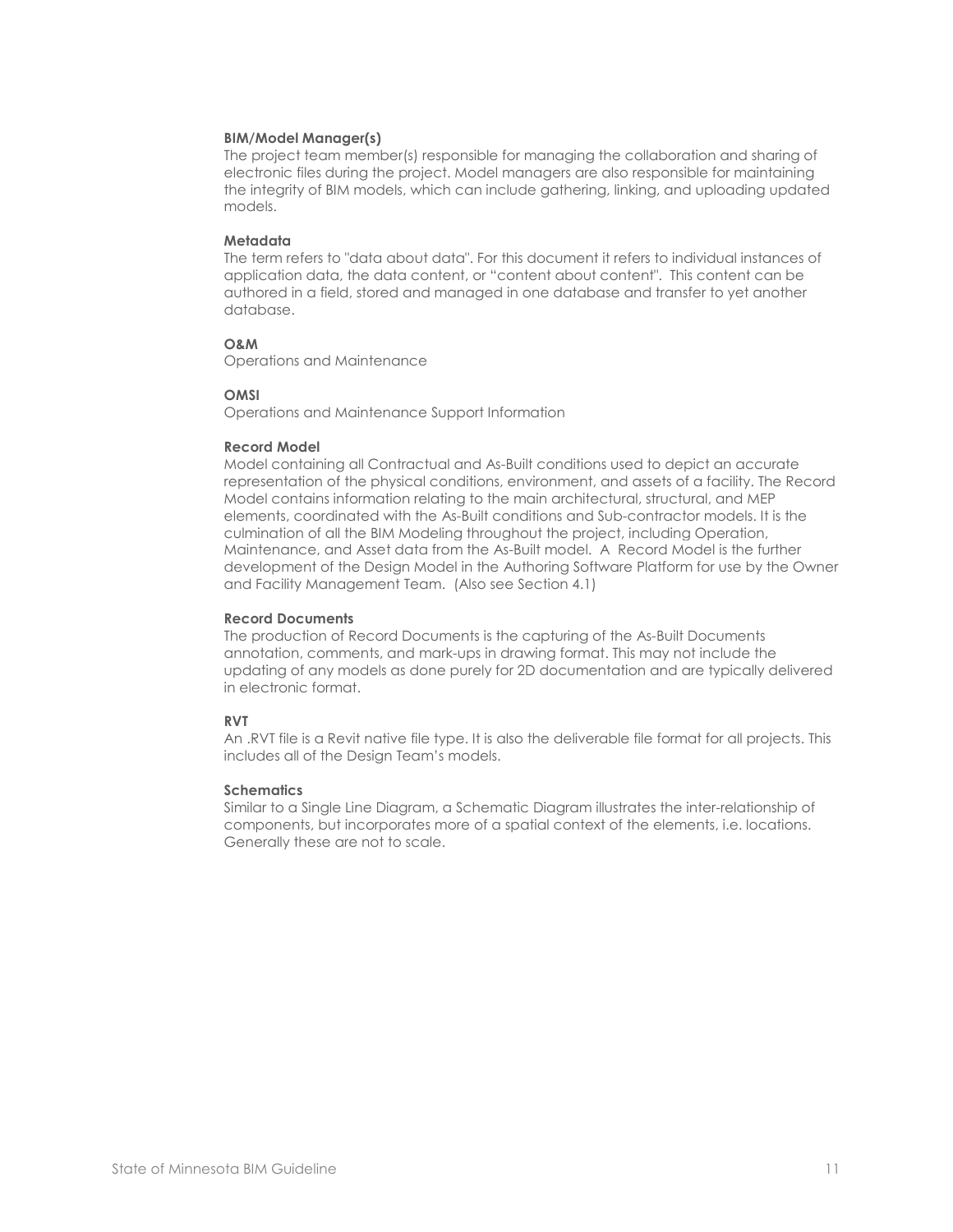**BIM/Model Manager(s)**
The project team member(s) responsible for managing the collaboration and sharing of electronic files during the project. Model managers are also responsible for maintaining the integrity of BIM models, which can include gathering, linking, and uploading updated models.

**Metadata**
The term refers to "data about data". For this document it refers to individual instances of application data, the data content, or "content about content". This content can be authored in a field, stored and managed in one database and transfer to yet another database.

**O&M**
Operations and Maintenance

**OMSI**
Operations and Maintenance Support Information

**Record Model**
Model containing all Contractual and As-Built conditions used to depict an accurate representation of the physical conditions, environment, and assets of a facility. The Record Model contains information relating to the main architectural, structural, and MEP elements, coordinated with the As-Built conditions and Sub-contractor models. It is the culmination of all the BIM Modeling throughout the project, including Operation, Maintenance, and Asset data from the As-Built model. A Record Model is the further development of the Design Model in the Authoring Software Platform for use by the Owner and Facility Management Team. (Also see Section 4.1)

**Record Documents**
The production of Record Documents is the capturing of the As-Built Documents annotation, comments, and mark-ups in drawing format. This may not include the updating of any models as done purely for 2D documentation and are typically delivered in electronic format.

**RVT**
An .RVT file is a Revit native file type. It is also the deliverable file format for all projects. This includes all of the Design Team's models.

**Schematics**
Similar to a Single Line Diagram, a Schematic Diagram illustrates the inter-relationship of components, but incorporates more of a spatial context of the elements, i.e. locations. Generally these are not to scale.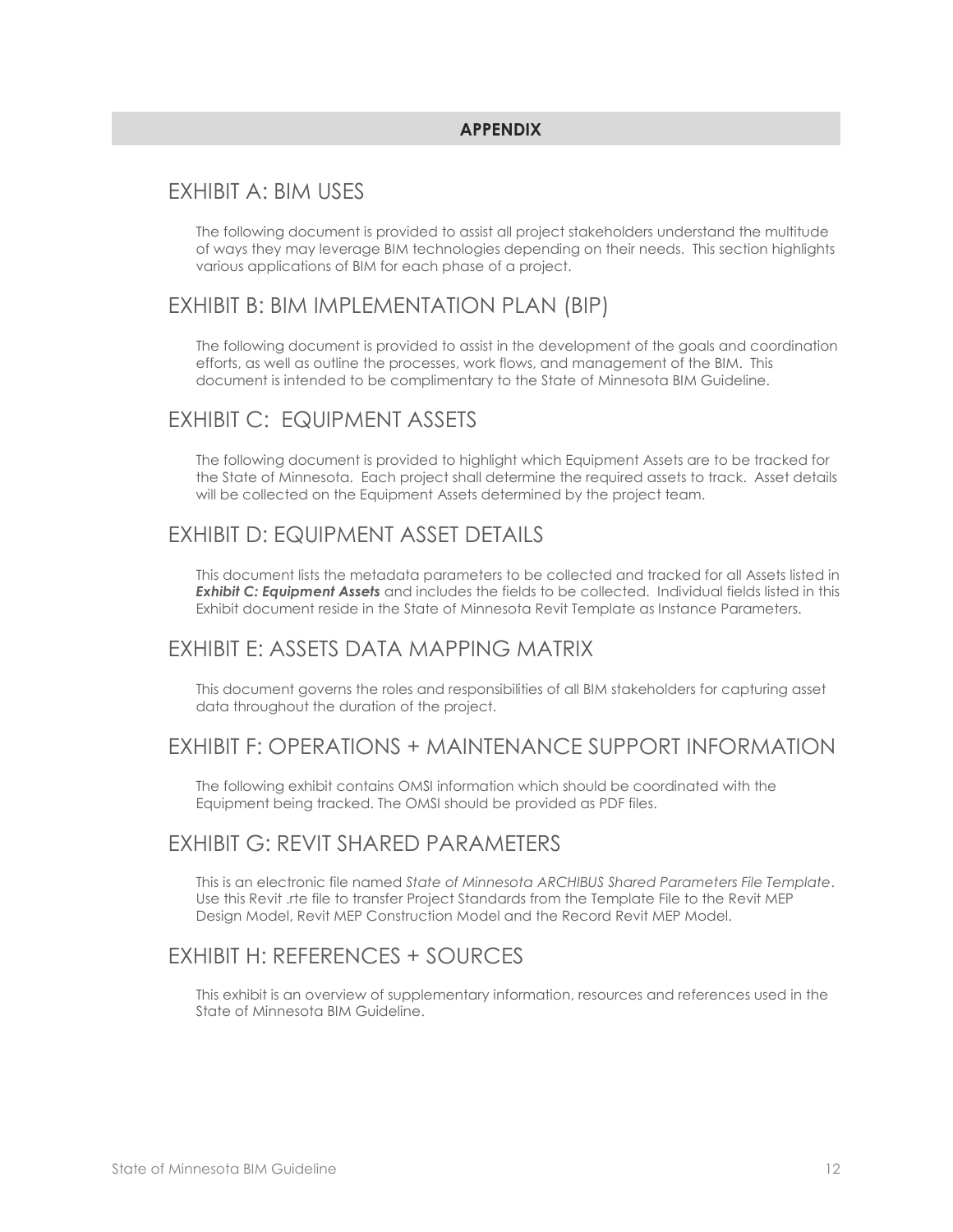# APPENDIX

## EXHIBIT A: BIM USES

The following document is provided to assist all project stakeholders understand the multitude of ways they may leverage BIM technologies depending on their needs. This section highlights various applications of BIM for each phase of a project.

## EXHIBIT B: BIM IMPLEMENTATION PLAN (BIP)

The following document is provided to assist in the development of the goals and coordination efforts, as well as outline the processes, work flows, and management of the BIM. This document is intended to be complimentary to the State of Minnesota BIM Guideline.

## EXHIBIT C: EQUIPMENT ASSETS

The following document is provided to highlight which Equipment Assets are to be tracked for the State of Minnesota. Each project shall determine the required assets to track. Asset details will be collected on the Equipment Assets determined by the project team.

## EXHIBIT D: EQUIPMENT ASSET DETAILS

This document lists the metadata parameters to be collected and tracked for all Assets listed in ***Exhibit C: Equipment Assets*** and includes the fields to be collected. Individual fields listed in this Exhibit document reside in the State of Minnesota Revit Template as Instance Parameters.

## EXHIBIT E: ASSETS DATA MAPPING MATRIX

This document governs the roles and responsibilities of all BIM stakeholders for capturing asset data throughout the duration of the project.

## EXHIBIT F: OPERATIONS + MAINTENANCE SUPPORT INFORMATION

The following exhibit contains OMSI information which should be coordinated with the Equipment being tracked. The OMSI should be provided as PDF files.

## EXHIBIT G: REVIT SHARED PARAMETERS

This is an electronic file named *State of Minnesota ARCHIBUS Shared Parameters File Template*. Use this Revit .rte file to transfer Project Standards from the Template File to the Revit MEP Design Model, Revit MEP Construction Model and the Record Revit MEP Model.

## EXHIBIT H: REFERENCES + SOURCES

This exhibit is an overview of supplementary information, resources and references used in the State of Minnesota BIM Guideline.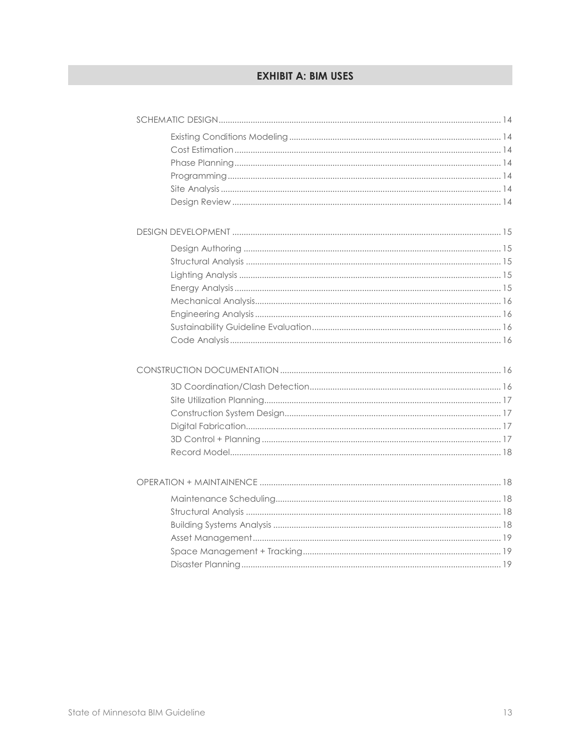# EXHIBIT A: BIM USES

- SCHEMATIC DESIGN ... 14
  - Existing Conditions Modeling ... 14
  - Cost Estimation ... 14
  - Phase Planning ... 14
  - Programming ... 14
  - Site Analysis ... 14
  - Design Review ... 14

- DESIGN DEVELOPMENT ... 15
  - Design Authoring ... 15
  - Structural Analysis ... 15
  - Lighting Analysis ... 15
  - Energy Analysis ... 15
  - Mechanical Analysis ... 16
  - Engineering Analysis ... 16
  - Sustainability Guideline Evaluation ... 16
  - Code Analysis ... 16

- CONSTRUCTION DOCUMENTATION ... 16
  - 3D Coordination/Clash Detection ... 16
  - Site Utilization Planning ... 17
  - Construction System Design ... 17
  - Digital Fabrication ... 17
  - 3D Control + Planning ... 17
  - Record Model ... 18

- OPERATION + MAINTAINENCE ... 18
  - Maintenance Scheduling ... 18
  - Structural Analysis ... 18
  - Building Systems Analysis ... 18
  - Asset Management ... 19
  - Space Management + Tracking ... 19
  - Disaster Planning ... 19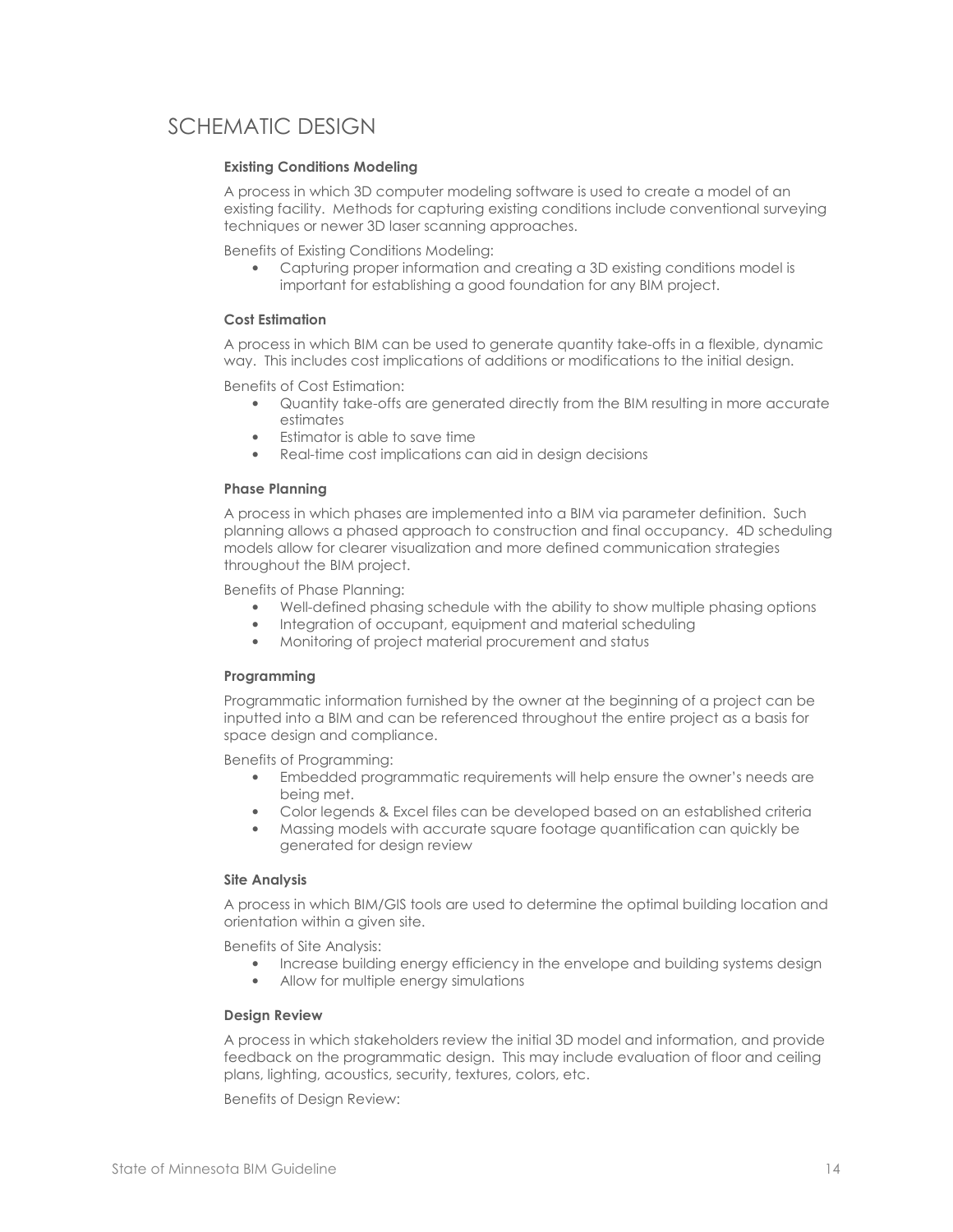# SCHEMATIC DESIGN

**Existing Conditions Modeling**

A process in which 3D computer modeling software is used to create a model of an existing facility. Methods for capturing existing conditions include conventional surveying techniques or newer 3D laser scanning approaches.

Benefits of Existing Conditions Modeling:

- Capturing proper information and creating a 3D existing conditions model is important for establishing a good foundation for any BIM project.

**Cost Estimation**

A process in which BIM can be used to generate quantity take-offs in a flexible, dynamic way. This includes cost implications of additions or modifications to the initial design.

Benefits of Cost Estimation:

- Quantity take-offs are generated directly from the BIM resulting in more accurate estimates
- Estimator is able to save time
- Real-time cost implications can aid in design decisions

**Phase Planning**

A process in which phases are implemented into a BIM via parameter definition. Such planning allows a phased approach to construction and final occupancy. 4D scheduling models allow for clearer visualization and more defined communication strategies throughout the BIM project.

Benefits of Phase Planning:

- Well-defined phasing schedule with the ability to show multiple phasing options
- Integration of occupant, equipment and material scheduling
- Monitoring of project material procurement and status

**Programming**

Programmatic information furnished by the owner at the beginning of a project can be inputted into a BIM and can be referenced throughout the entire project as a basis for space design and compliance.

Benefits of Programming:

- Embedded programmatic requirements will help ensure the owner's needs are being met.
- Color legends & Excel files can be developed based on an established criteria
- Massing models with accurate square footage quantification can quickly be generated for design review

**Site Analysis**

A process in which BIM/GIS tools are used to determine the optimal building location and orientation within a given site.

Benefits of Site Analysis:

- Increase building energy efficiency in the envelope and building systems design
- Allow for multiple energy simulations

**Design Review**

A process in which stakeholders review the initial 3D model and information, and provide feedback on the programmatic design. This may include evaluation of floor and ceiling plans, lighting, acoustics, security, textures, colors, etc.

Benefits of Design Review: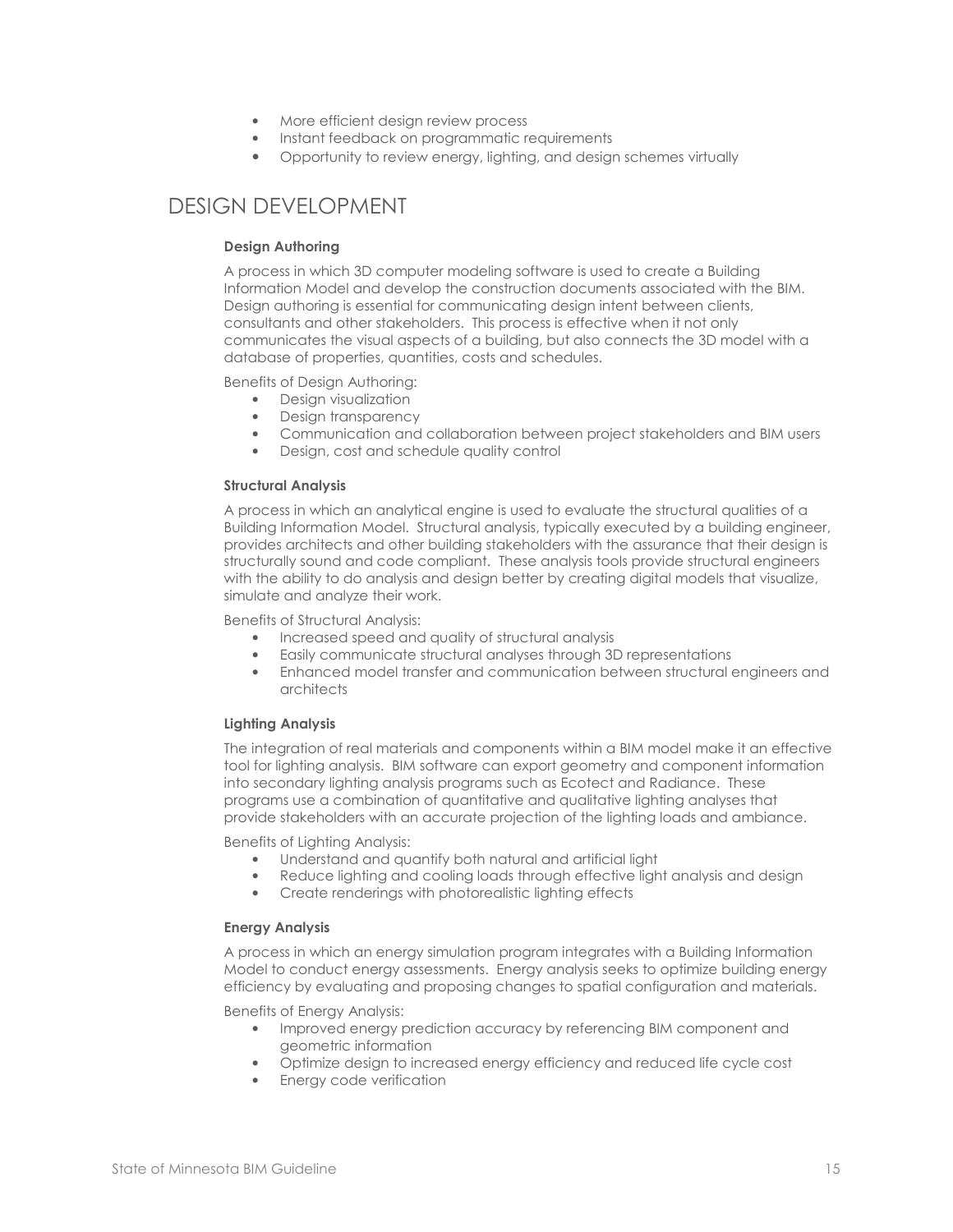- More efficient design review process
- Instant feedback on programmatic requirements
- Opportunity to review energy, lighting, and design schemes virtually

## DESIGN DEVELOPMENT

**Design Authoring**

A process in which 3D computer modeling software is used to create a Building Information Model and develop the construction documents associated with the BIM. Design authoring is essential for communicating design intent between clients, consultants and other stakeholders. This process is effective when it not only communicates the visual aspects of a building, but also connects the 3D model with a database of properties, quantities, costs and schedules.

Benefits of Design Authoring:

- Design visualization
- Design transparency
- Communication and collaboration between project stakeholders and BIM users
- Design, cost and schedule quality control

**Structural Analysis**

A process in which an analytical engine is used to evaluate the structural qualities of a Building Information Model. Structural analysis, typically executed by a building engineer, provides architects and other building stakeholders with the assurance that their design is structurally sound and code compliant. These analysis tools provide structural engineers with the ability to do analysis and design better by creating digital models that visualize, simulate and analyze their work.

Benefits of Structural Analysis:

- Increased speed and quality of structural analysis
- Easily communicate structural analyses through 3D representations
- Enhanced model transfer and communication between structural engineers and architects

**Lighting Analysis**

The integration of real materials and components within a BIM model make it an effective tool for lighting analysis. BIM software can export geometry and component information into secondary lighting analysis programs such as Ecotect and Radiance. These programs use a combination of quantitative and qualitative lighting analyses that provide stakeholders with an accurate projection of the lighting loads and ambiance.

Benefits of Lighting Analysis:

- Understand and quantify both natural and artificial light
- Reduce lighting and cooling loads through effective light analysis and design
- Create renderings with photorealistic lighting effects

**Energy Analysis**

A process in which an energy simulation program integrates with a Building Information Model to conduct energy assessments. Energy analysis seeks to optimize building energy efficiency by evaluating and proposing changes to spatial configuration and materials.

Benefits of Energy Analysis:

- Improved energy prediction accuracy by referencing BIM component and geometric information
- Optimize design to increased energy efficiency and reduced life cycle cost
- Energy code verification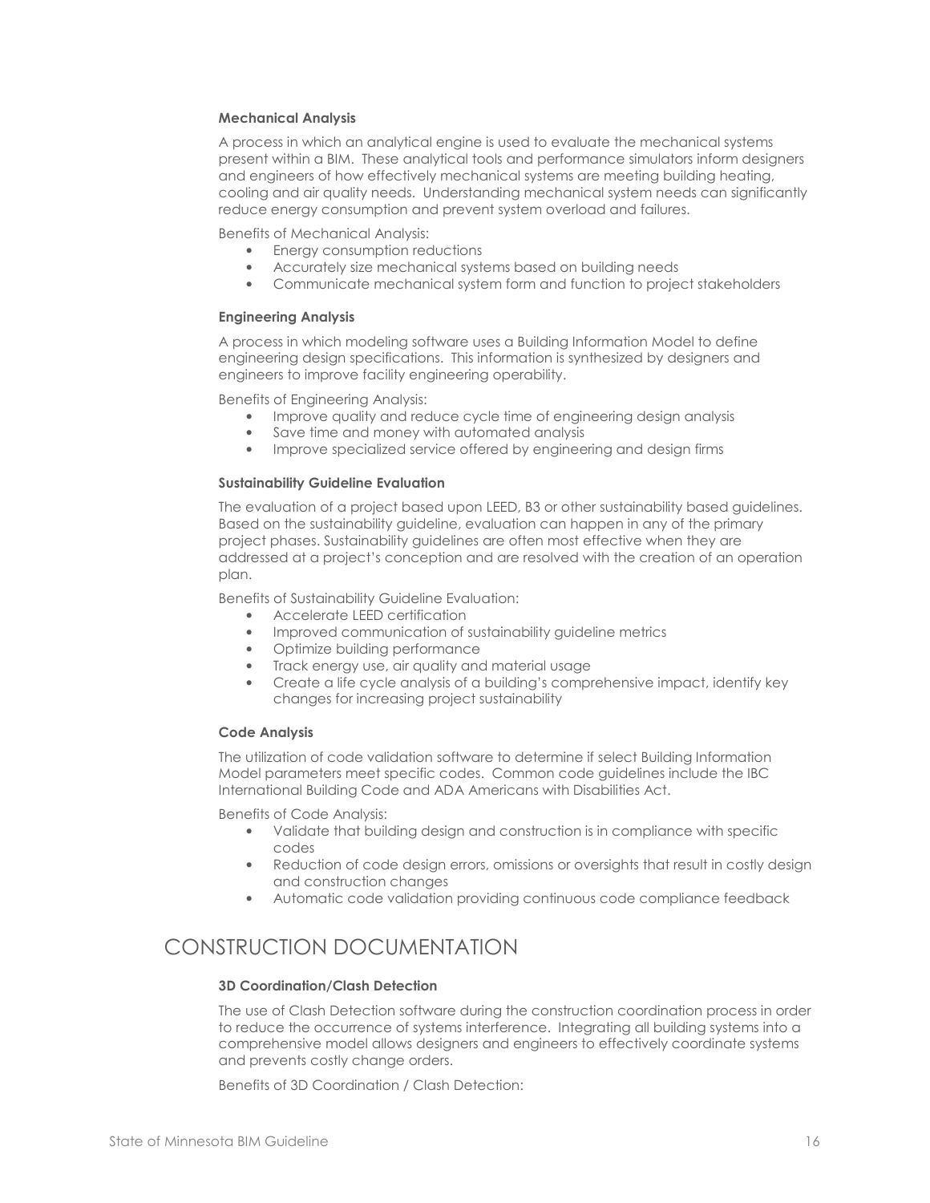#### Mechanical Analysis

A process in which an analytical engine is used to evaluate the mechanical systems present within a BIM. These analytical tools and performance simulators inform designers and engineers of how effectively mechanical systems are meeting building heating, cooling and air quality needs. Understanding mechanical system needs can significantly reduce energy consumption and prevent system overload and failures.

Benefits of Mechanical Analysis:

- Energy consumption reductions
- Accurately size mechanical systems based on building needs
- Communicate mechanical system form and function to project stakeholders

#### Engineering Analysis

A process in which modeling software uses a Building Information Model to define engineering design specifications. This information is synthesized by designers and engineers to improve facility engineering operability.

Benefits of Engineering Analysis:

- Improve quality and reduce cycle time of engineering design analysis
- Save time and money with automated analysis
- Improve specialized service offered by engineering and design firms

#### Sustainability Guideline Evaluation

The evaluation of a project based upon LEED, B3 or other sustainability based guidelines. Based on the sustainability guideline, evaluation can happen in any of the primary project phases. Sustainability guidelines are often most effective when they are addressed at a project's conception and are resolved with the creation of an operation plan.

Benefits of Sustainability Guideline Evaluation:

- Accelerate LEED certification
- Improved communication of sustainability guideline metrics
- Optimize building performance
- Track energy use, air quality and material usage
- Create a life cycle analysis of a building's comprehensive impact, identify key changes for increasing project sustainability

#### Code Analysis

The utilization of code validation software to determine if select Building Information Model parameters meet specific codes. Common code guidelines include the IBC International Building Code and ADA Americans with Disabilities Act.

Benefits of Code Analysis:

- Validate that building design and construction is in compliance with specific codes
- Reduction of code design errors, omissions or oversights that result in costly design and construction changes
- Automatic code validation providing continuous code compliance feedback

## CONSTRUCTION DOCUMENTATION

#### 3D Coordination/Clash Detection

The use of Clash Detection software during the construction coordination process in order to reduce the occurrence of systems interference. Integrating all building systems into a comprehensive model allows designers and engineers to effectively coordinate systems and prevents costly change orders.

Benefits of 3D Coordination / Clash Detection: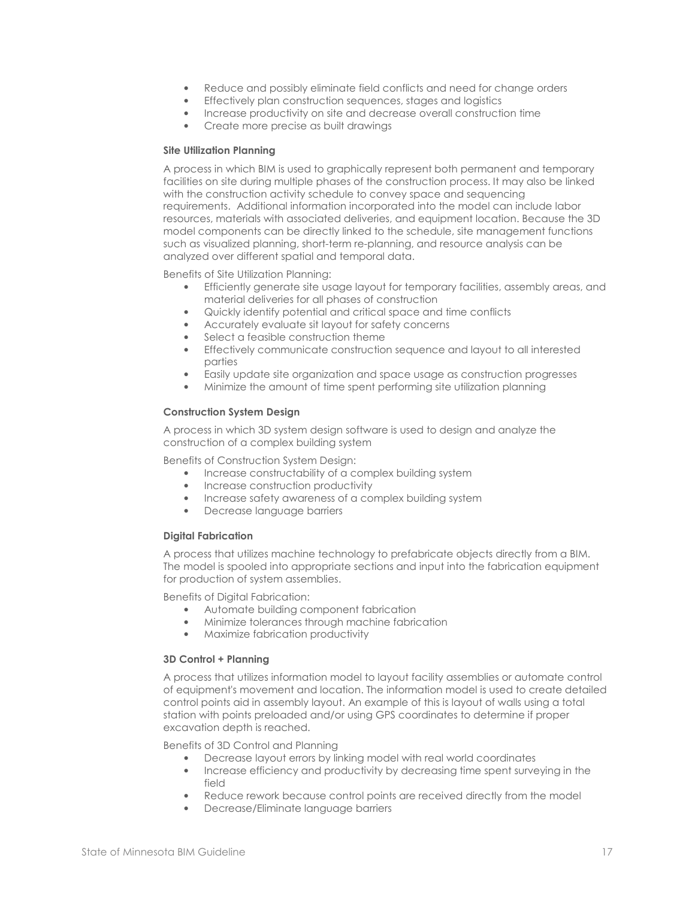- Reduce and possibly eliminate field conflicts and need for change orders
- Effectively plan construction sequences, stages and logistics
- Increase productivity on site and decrease overall construction time
- Create more precise as built drawings

**Site Utilization Planning**

A process in which BIM is used to graphically represent both permanent and temporary facilities on site during multiple phases of the construction process. It may also be linked with the construction activity schedule to convey space and sequencing requirements. Additional information incorporated into the model can include labor resources, materials with associated deliveries, and equipment location. Because the 3D model components can be directly linked to the schedule, site management functions such as visualized planning, short-term re-planning, and resource analysis can be analyzed over different spatial and temporal data.

Benefits of Site Utilization Planning:

- Efficiently generate site usage layout for temporary facilities, assembly areas, and material deliveries for all phases of construction
- Quickly identify potential and critical space and time conflicts
- Accurately evaluate sit layout for safety concerns
- Select a feasible construction theme
- Effectively communicate construction sequence and layout to all interested parties
- Easily update site organization and space usage as construction progresses
- Minimize the amount of time spent performing site utilization planning

**Construction System Design**

A process in which 3D system design software is used to design and analyze the construction of a complex building system

Benefits of Construction System Design:

- Increase constructability of a complex building system
- Increase construction productivity
- Increase safety awareness of a complex building system
- Decrease language barriers

**Digital Fabrication**

A process that utilizes machine technology to prefabricate objects directly from a BIM. The model is spooled into appropriate sections and input into the fabrication equipment for production of system assemblies.

Benefits of Digital Fabrication:

- Automate building component fabrication
- Minimize tolerances through machine fabrication
- Maximize fabrication productivity

**3D Control + Planning**

A process that utilizes information model to layout facility assemblies or automate control of equipment's movement and location. The information model is used to create detailed control points aid in assembly layout. An example of this is layout of walls using a total station with points preloaded and/or using GPS coordinates to determine if proper excavation depth is reached.

Benefits of 3D Control and Planning

- Decrease layout errors by linking model with real world coordinates
- Increase efficiency and productivity by decreasing time spent surveying in the field
- Reduce rework because control points are received directly from the model
- Decrease/Eliminate language barriers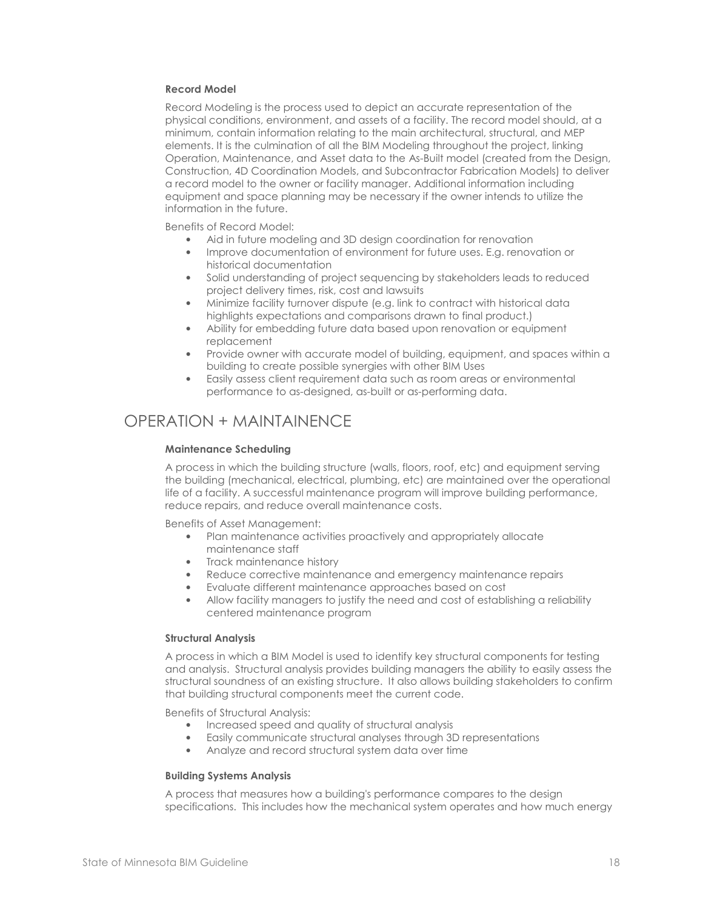### Record Model

Record Modeling is the process used to depict an accurate representation of the physical conditions, environment, and assets of a facility. The record model should, at a minimum, contain information relating to the main architectural, structural, and MEP elements. It is the culmination of all the BIM Modeling throughout the project, linking Operation, Maintenance, and Asset data to the As-Built model (created from the Design, Construction, 4D Coordination Models, and Subcontractor Fabrication Models) to deliver a record model to the owner or facility manager. Additional information including equipment and space planning may be necessary if the owner intends to utilize the information in the future.

Benefits of Record Model:

- Aid in future modeling and 3D design coordination for renovation
- Improve documentation of environment for future uses. E.g. renovation or historical documentation
- Solid understanding of project sequencing by stakeholders leads to reduced project delivery times, risk, cost and lawsuits
- Minimize facility turnover dispute (e.g. link to contract with historical data highlights expectations and comparisons drawn to final product.)
- Ability for embedding future data based upon renovation or equipment replacement
- Provide owner with accurate model of building, equipment, and spaces within a building to create possible synergies with other BIM Uses
- Easily assess client requirement data such as room areas or environmental performance to as-designed, as-built or as-performing data.

## OPERATION + MAINTAINENCE

### Maintenance Scheduling

A process in which the building structure (walls, floors, roof, etc) and equipment serving the building (mechanical, electrical, plumbing, etc) are maintained over the operational life of a facility. A successful maintenance program will improve building performance, reduce repairs, and reduce overall maintenance costs.

Benefits of Asset Management:

- Plan maintenance activities proactively and appropriately allocate maintenance staff
- Track maintenance history
- Reduce corrective maintenance and emergency maintenance repairs
- Evaluate different maintenance approaches based on cost
- Allow facility managers to justify the need and cost of establishing a reliability centered maintenance program

### Structural Analysis

A process in which a BIM Model is used to identify key structural components for testing and analysis. Structural analysis provides building managers the ability to easily assess the structural soundness of an existing structure. It also allows building stakeholders to confirm that building structural components meet the current code.

Benefits of Structural Analysis:

- Increased speed and quality of structural analysis
- Easily communicate structural analyses through 3D representations
- Analyze and record structural system data over time

### Building Systems Analysis

A process that measures how a building's performance compares to the design specifications. This includes how the mechanical system operates and how much energy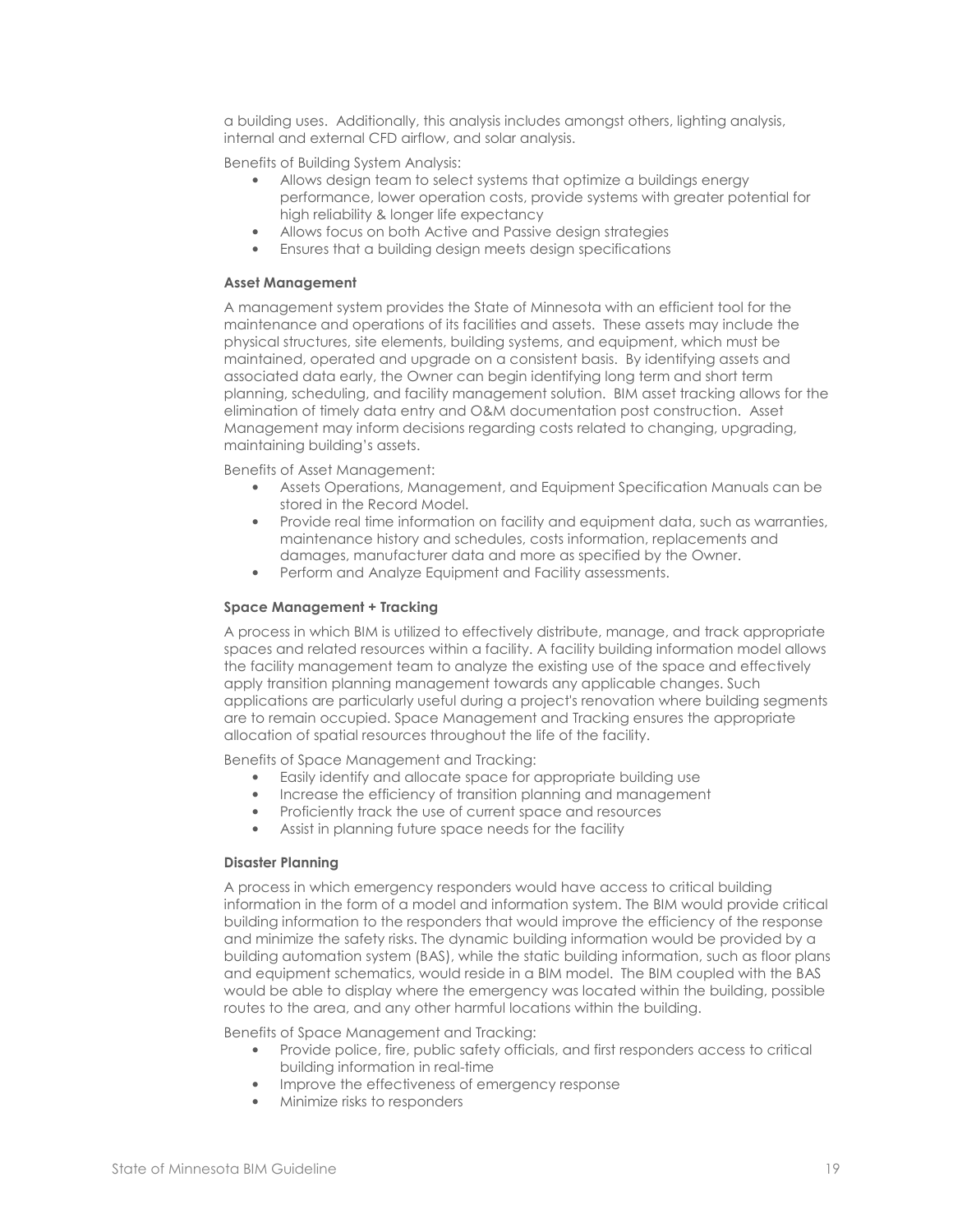a building uses. Additionally, this analysis includes amongst others, lighting analysis, internal and external CFD airflow, and solar analysis.

Benefits of Building System Analysis:

- Allows design team to select systems that optimize a buildings energy performance, lower operation costs, provide systems with greater potential for high reliability & longer life expectancy
- Allows focus on both Active and Passive design strategies
- Ensures that a building design meets design specifications

**Asset Management**

A management system provides the State of Minnesota with an efficient tool for the maintenance and operations of its facilities and assets. These assets may include the physical structures, site elements, building systems, and equipment, which must be maintained, operated and upgrade on a consistent basis. By identifying assets and associated data early, the Owner can begin identifying long term and short term planning, scheduling, and facility management solution. BIM asset tracking allows for the elimination of timely data entry and O&M documentation post construction. Asset Management may inform decisions regarding costs related to changing, upgrading, maintaining building's assets.

Benefits of Asset Management:

- Assets Operations, Management, and Equipment Specification Manuals can be stored in the Record Model.
- Provide real time information on facility and equipment data, such as warranties, maintenance history and schedules, costs information, replacements and damages, manufacturer data and more as specified by the Owner.
- Perform and Analyze Equipment and Facility assessments.

**Space Management + Tracking**

A process in which BIM is utilized to effectively distribute, manage, and track appropriate spaces and related resources within a facility. A facility building information model allows the facility management team to analyze the existing use of the space and effectively apply transition planning management towards any applicable changes. Such applications are particularly useful during a project's renovation where building segments are to remain occupied. Space Management and Tracking ensures the appropriate allocation of spatial resources throughout the life of the facility.

Benefits of Space Management and Tracking:

- Easily identify and allocate space for appropriate building use
- Increase the efficiency of transition planning and management
- Proficiently track the use of current space and resources
- Assist in planning future space needs for the facility

**Disaster Planning**

A process in which emergency responders would have access to critical building information in the form of a model and information system. The BIM would provide critical building information to the responders that would improve the efficiency of the response and minimize the safety risks. The dynamic building information would be provided by a building automation system (BAS), while the static building information, such as floor plans and equipment schematics, would reside in a BIM model. The BIM coupled with the BAS would be able to display where the emergency was located within the building, possible routes to the area, and any other harmful locations within the building.

Benefits of Space Management and Tracking:

- Provide police, fire, public safety officials, and first responders access to critical building information in real-time
- Improve the effectiveness of emergency response
- Minimize risks to responders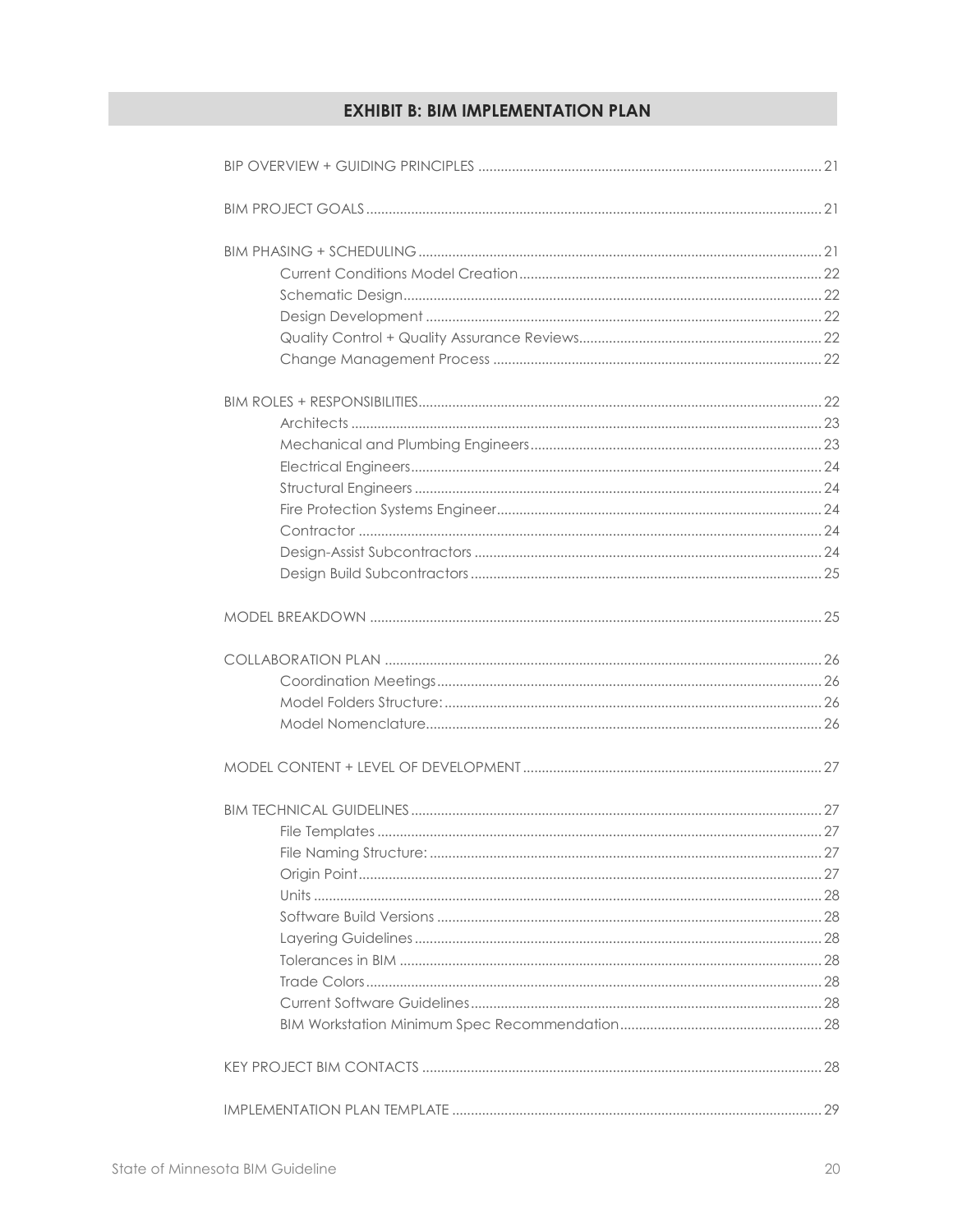# EXHIBIT B: BIM IMPLEMENTATION PLAN

BIP OVERVIEW + GUIDING PRINCIPLES ........ 21

BIM PROJECT GOALS ........ 21

BIM PHASING + SCHEDULING ........ 21
- Current Conditions Model Creation ........ 22
- Schematic Design ........ 22
- Design Development ........ 22
- Quality Control + Quality Assurance Reviews ........ 22
- Change Management Process ........ 22

BIM ROLES + RESPONSIBILITIES ........ 22
- Architects ........ 23
- Mechanical and Plumbing Engineers ........ 23
- Electrical Engineers ........ 24
- Structural Engineers ........ 24
- Fire Protection Systems Engineer ........ 24
- Contractor ........ 24
- Design-Assist Subcontractors ........ 24
- Design Build Subcontractors ........ 25

MODEL BREAKDOWN ........ 25

COLLABORATION PLAN ........ 26
- Coordination Meetings ........ 26
- Model Folders Structure: ........ 26
- Model Nomenclature ........ 26

MODEL CONTENT + LEVEL OF DEVELOPMENT ........ 27

BIM TECHNICAL GUIDELINES ........ 27
- File Templates ........ 27
- File Naming Structure: ........ 27
- Origin Point ........ 27
- Units ........ 28
- Software Build Versions ........ 28
- Layering Guidelines ........ 28
- Tolerances in BIM ........ 28
- Trade Colors ........ 28
- Current Software Guidelines ........ 28
- BIM Workstation Minimum Spec Recommendation ........ 28

KEY PROJECT BIM CONTACTS ........ 28

IMPLEMENTATION PLAN TEMPLATE ........ 29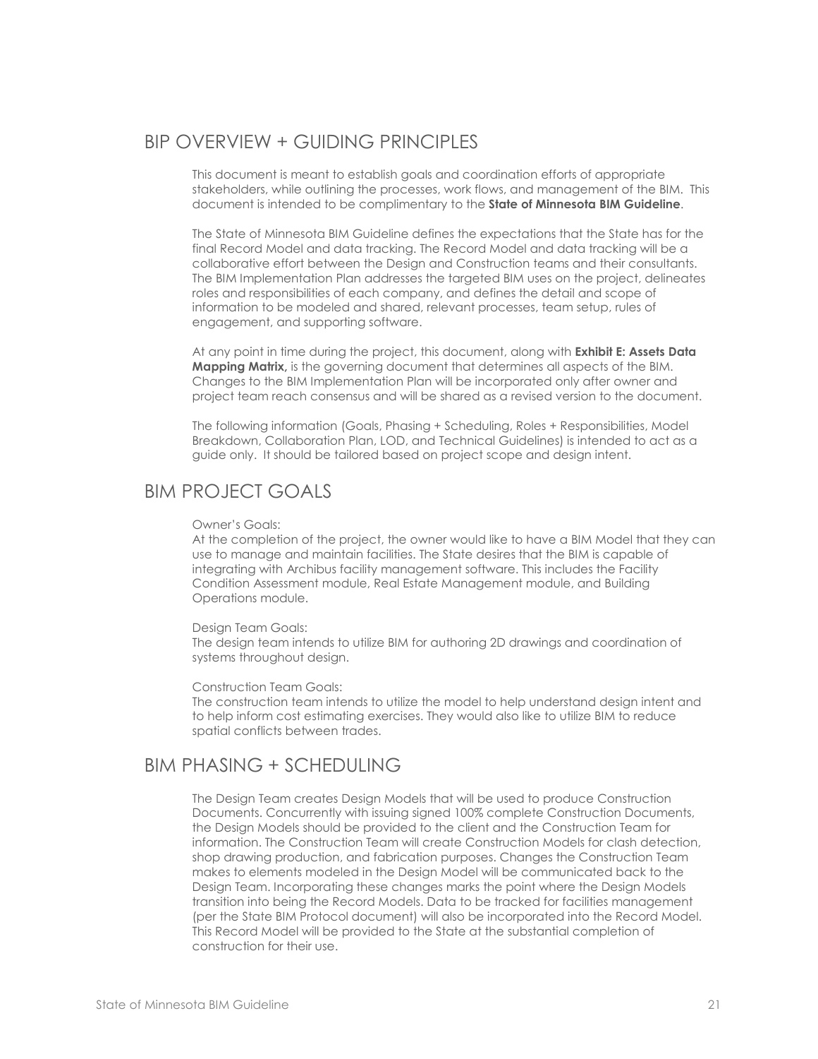## BIP OVERVIEW + GUIDING PRINCIPLES

This document is meant to establish goals and coordination efforts of appropriate stakeholders, while outlining the processes, work flows, and management of the BIM. This document is intended to be complimentary to the **State of Minnesota BIM Guideline**.

The State of Minnesota BIM Guideline defines the expectations that the State has for the final Record Model and data tracking. The Record Model and data tracking will be a collaborative effort between the Design and Construction teams and their consultants. The BIM Implementation Plan addresses the targeted BIM uses on the project, delineates roles and responsibilities of each company, and defines the detail and scope of information to be modeled and shared, relevant processes, team setup, rules of engagement, and supporting software.

At any point in time during the project, this document, along with **Exhibit E: Assets Data Mapping Matrix,** is the governing document that determines all aspects of the BIM. Changes to the BIM Implementation Plan will be incorporated only after owner and project team reach consensus and will be shared as a revised version to the document.

The following information (Goals, Phasing + Scheduling, Roles + Responsibilities, Model Breakdown, Collaboration Plan, LOD, and Technical Guidelines) is intended to act as a guide only. It should be tailored based on project scope and design intent.

## BIM PROJECT GOALS

Owner's Goals:
At the completion of the project, the owner would like to have a BIM Model that they can use to manage and maintain facilities. The State desires that the BIM is capable of integrating with Archibus facility management software. This includes the Facility Condition Assessment module, Real Estate Management module, and Building Operations module.

Design Team Goals:
The design team intends to utilize BIM for authoring 2D drawings and coordination of systems throughout design.

Construction Team Goals:
The construction team intends to utilize the model to help understand design intent and to help inform cost estimating exercises. They would also like to utilize BIM to reduce spatial conflicts between trades.

## BIM PHASING + SCHEDULING

The Design Team creates Design Models that will be used to produce Construction Documents. Concurrently with issuing signed 100% complete Construction Documents, the Design Models should be provided to the client and the Construction Team for information. The Construction Team will create Construction Models for clash detection, shop drawing production, and fabrication purposes. Changes the Construction Team makes to elements modeled in the Design Model will be communicated back to the Design Team. Incorporating these changes marks the point where the Design Models transition into being the Record Models. Data to be tracked for facilities management (per the State BIM Protocol document) will also be incorporated into the Record Model. This Record Model will be provided to the State at the substantial completion of construction for their use.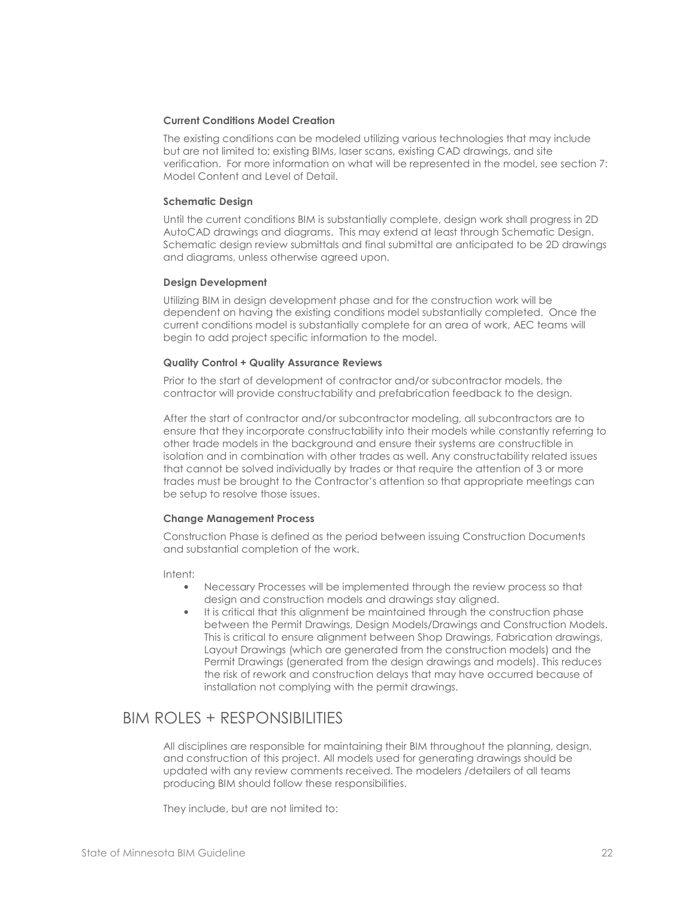#### Current Conditions Model Creation

The existing conditions can be modeled utilizing various technologies that may include but are not limited to; existing BIMs, laser scans, existing CAD drawings, and site verification. For more information on what will be represented in the model, see section 7: Model Content and Level of Detail.

#### Schematic Design

Until the current conditions BIM is substantially complete, design work shall progress in 2D AutoCAD drawings and diagrams. This may extend at least through Schematic Design. Schematic design review submittals and final submittal are anticipated to be 2D drawings and diagrams, unless otherwise agreed upon.

#### Design Development

Utilizing BIM in design development phase and for the construction work will be dependent on having the existing conditions model substantially completed. Once the current conditions model is substantially complete for an area of work, AEC teams will begin to add project specific information to the model.

#### Quality Control + Quality Assurance Reviews

Prior to the start of development of contractor and/or subcontractor models, the contractor will provide constructability and prefabrication feedback to the design.

After the start of contractor and/or subcontractor modeling, all subcontractors are to ensure that they incorporate constructability into their models while constantly referring to other trade models in the background and ensure their systems are constructible in isolation and in combination with other trades as well. Any constructability related issues that cannot be solved individually by trades or that require the attention of 3 or more trades must be brought to the Contractor's attention so that appropriate meetings can be setup to resolve those issues.

#### Change Management Process

Construction Phase is defined as the period between issuing Construction Documents and substantial completion of the work.

Intent:

- Necessary Processes will be implemented through the review process so that design and construction models and drawings stay aligned.
- It is critical that this alignment be maintained through the construction phase between the Permit Drawings, Design Models/Drawings and Construction Models. This is critical to ensure alignment between Shop Drawings, Fabrication drawings, Layout Drawings (which are generated from the construction models) and the Permit Drawings (generated from the design drawings and models). This reduces the risk of rework and construction delays that may have occurred because of installation not complying with the permit drawings.

## BIM ROLES + RESPONSIBILITIES

All disciplines are responsible for maintaining their BIM throughout the planning, design, and construction of this project. All models used for generating drawings should be updated with any review comments received. The modelers /detailers of all teams producing BIM should follow these responsibilities.

They include, but are not limited to: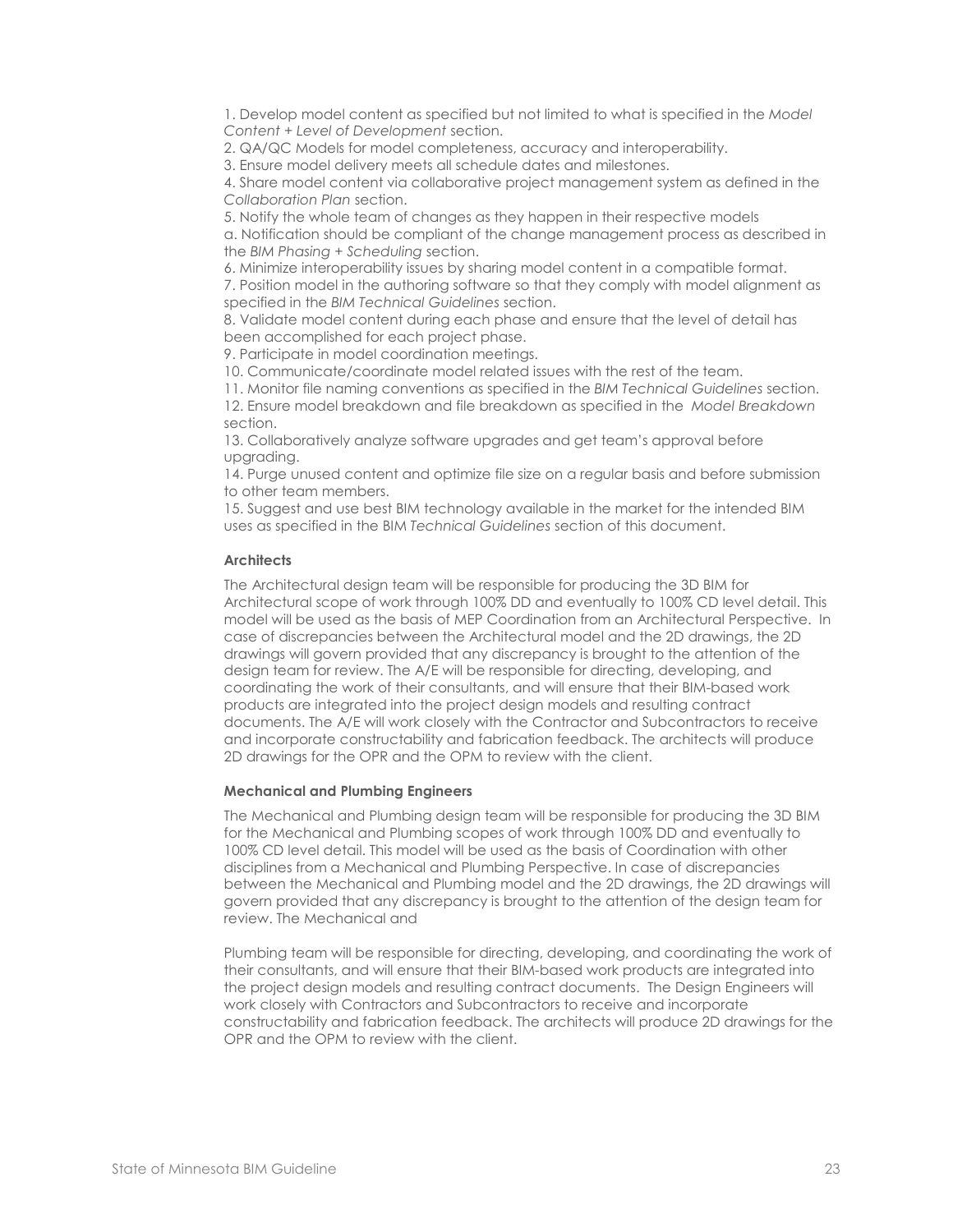1. Develop model content as specified but not limited to what is specified in the *Model Content + Level of Development* section.
2. QA/QC Models for model completeness, accuracy and interoperability.
3. Ensure model delivery meets all schedule dates and milestones.
4. Share model content via collaborative project management system as defined in the *Collaboration Plan* section.
5. Notify the whole team of changes as they happen in their respective models
a. Notification should be compliant of the change management process as described in the *BIM Phasing + Scheduling* section.
6. Minimize interoperability issues by sharing model content in a compatible format.
7. Position model in the authoring software so that they comply with model alignment as specified in the *BIM Technical Guidelines* section.
8. Validate model content during each phase and ensure that the level of detail has been accomplished for each project phase.
9. Participate in model coordination meetings.
10. Communicate/coordinate model related issues with the rest of the team.
11. Monitor file naming conventions as specified in the *BIM Technical Guidelines* section.
12. Ensure model breakdown and file breakdown as specified in the *Model Breakdown* section.
13. Collaboratively analyze software upgrades and get team's approval before upgrading.
14. Purge unused content and optimize file size on a regular basis and before submission to other team members.
15. Suggest and use best BIM technology available in the market for the intended BIM uses as specified in the BIM *Technical Guidelines* section of this document.

**Architects**

The Architectural design team will be responsible for producing the 3D BIM for Architectural scope of work through 100% DD and eventually to 100% CD level detail. This model will be used as the basis of MEP Coordination from an Architectural Perspective. In case of discrepancies between the Architectural model and the 2D drawings, the 2D drawings will govern provided that any discrepancy is brought to the attention of the design team for review. The A/E will be responsible for directing, developing, and coordinating the work of their consultants, and will ensure that their BIM-based work products are integrated into the project design models and resulting contract documents. The A/E will work closely with the Contractor and Subcontractors to receive and incorporate constructability and fabrication feedback. The architects will produce 2D drawings for the OPR and the OPM to review with the client.

**Mechanical and Plumbing Engineers**

The Mechanical and Plumbing design team will be responsible for producing the 3D BIM for the Mechanical and Plumbing scopes of work through 100% DD and eventually to 100% CD level detail. This model will be used as the basis of Coordination with other disciplines from a Mechanical and Plumbing Perspective. In case of discrepancies between the Mechanical and Plumbing model and the 2D drawings, the 2D drawings will govern provided that any discrepancy is brought to the attention of the design team for review. The Mechanical and

Plumbing team will be responsible for directing, developing, and coordinating the work of their consultants, and will ensure that their BIM-based work products are integrated into the project design models and resulting contract documents. The Design Engineers will work closely with Contractors and Subcontractors to receive and incorporate constructability and fabrication feedback. The architects will produce 2D drawings for the OPR and the OPM to review with the client.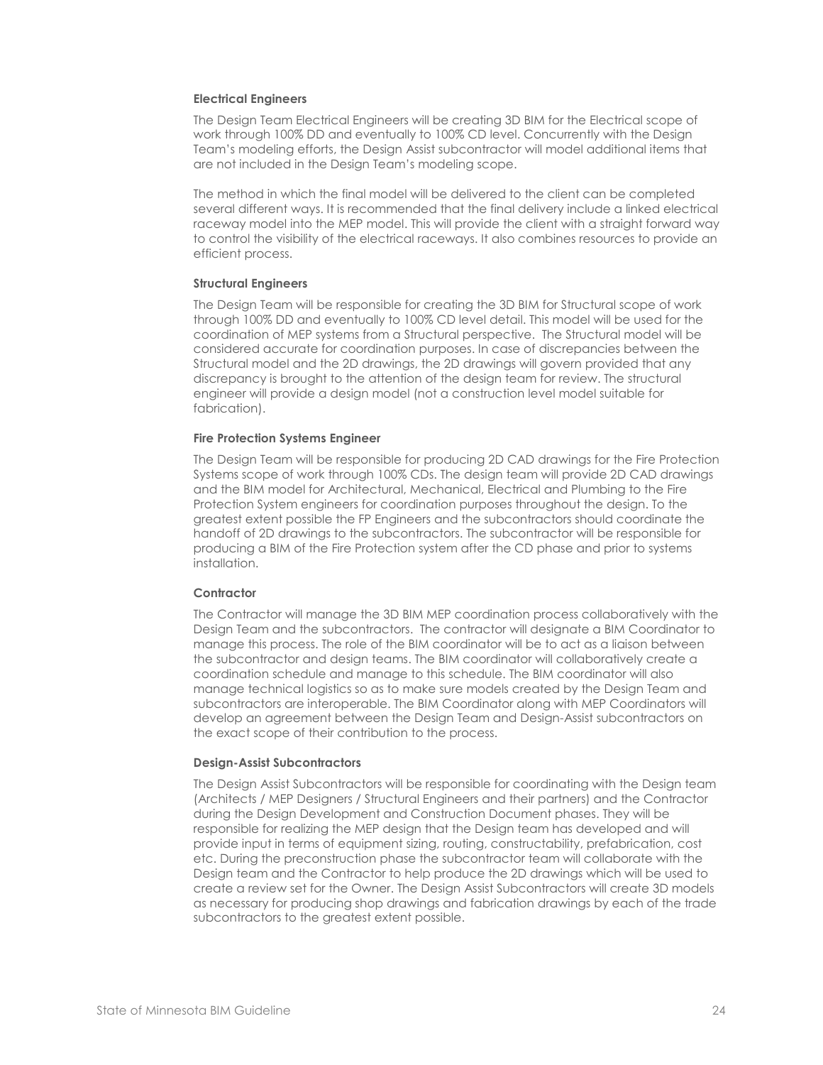#### Electrical Engineers

The Design Team Electrical Engineers will be creating 3D BIM for the Electrical scope of work through 100% DD and eventually to 100% CD level. Concurrently with the Design Team's modeling efforts, the Design Assist subcontractor will model additional items that are not included in the Design Team's modeling scope.

The method in which the final model will be delivered to the client can be completed several different ways. It is recommended that the final delivery include a linked electrical raceway model into the MEP model. This will provide the client with a straight forward way to control the visibility of the electrical raceways. It also combines resources to provide an efficient process.

#### Structural Engineers

The Design Team will be responsible for creating the 3D BIM for Structural scope of work through 100% DD and eventually to 100% CD level detail. This model will be used for the coordination of MEP systems from a Structural perspective. The Structural model will be considered accurate for coordination purposes. In case of discrepancies between the Structural model and the 2D drawings, the 2D drawings will govern provided that any discrepancy is brought to the attention of the design team for review. The structural engineer will provide a design model (not a construction level model suitable for fabrication).

#### Fire Protection Systems Engineer

The Design Team will be responsible for producing 2D CAD drawings for the Fire Protection Systems scope of work through 100% CDs. The design team will provide 2D CAD drawings and the BIM model for Architectural, Mechanical, Electrical and Plumbing to the Fire Protection System engineers for coordination purposes throughout the design. To the greatest extent possible the FP Engineers and the subcontractors should coordinate the handoff of 2D drawings to the subcontractors. The subcontractor will be responsible for producing a BIM of the Fire Protection system after the CD phase and prior to systems installation.

#### Contractor

The Contractor will manage the 3D BIM MEP coordination process collaboratively with the Design Team and the subcontractors. The contractor will designate a BIM Coordinator to manage this process. The role of the BIM coordinator will be to act as a liaison between the subcontractor and design teams. The BIM coordinator will collaboratively create a coordination schedule and manage to this schedule. The BIM coordinator will also manage technical logistics so as to make sure models created by the Design Team and subcontractors are interoperable. The BIM Coordinator along with MEP Coordinators will develop an agreement between the Design Team and Design-Assist subcontractors on the exact scope of their contribution to the process.

#### Design-Assist Subcontractors

The Design Assist Subcontractors will be responsible for coordinating with the Design team (Architects / MEP Designers / Structural Engineers and their partners) and the Contractor during the Design Development and Construction Document phases. They will be responsible for realizing the MEP design that the Design team has developed and will provide input in terms of equipment sizing, routing, constructability, prefabrication, cost etc. During the preconstruction phase the subcontractor team will collaborate with the Design team and the Contractor to help produce the 2D drawings which will be used to create a review set for the Owner. The Design Assist Subcontractors will create 3D models as necessary for producing shop drawings and fabrication drawings by each of the trade subcontractors to the greatest extent possible.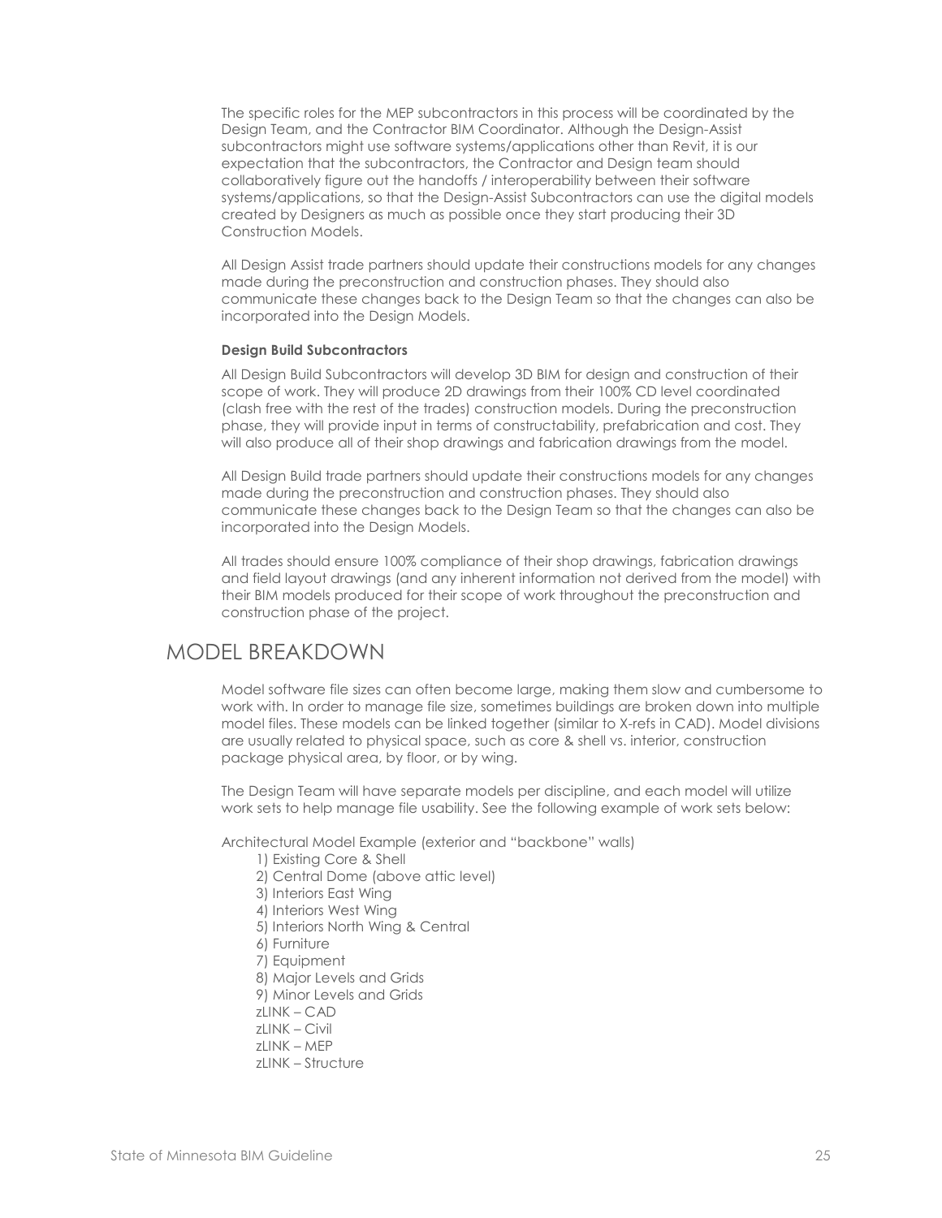The specific roles for the MEP subcontractors in this process will be coordinated by the Design Team, and the Contractor BIM Coordinator. Although the Design-Assist subcontractors might use software systems/applications other than Revit, it is our expectation that the subcontractors, the Contractor and Design team should collaboratively figure out the handoffs / interoperability between their software systems/applications, so that the Design-Assist Subcontractors can use the digital models created by Designers as much as possible once they start producing their 3D Construction Models.

All Design Assist trade partners should update their constructions models for any changes made during the preconstruction and construction phases. They should also communicate these changes back to the Design Team so that the changes can also be incorporated into the Design Models.

**Design Build Subcontractors**

All Design Build Subcontractors will develop 3D BIM for design and construction of their scope of work. They will produce 2D drawings from their 100% CD level coordinated (clash free with the rest of the trades) construction models. During the preconstruction phase, they will provide input in terms of constructability, prefabrication and cost. They will also produce all of their shop drawings and fabrication drawings from the model.

All Design Build trade partners should update their constructions models for any changes made during the preconstruction and construction phases. They should also communicate these changes back to the Design Team so that the changes can also be incorporated into the Design Models.

All trades should ensure 100% compliance of their shop drawings, fabrication drawings and field layout drawings (and any inherent information not derived from the model) with their BIM models produced for their scope of work throughout the preconstruction and construction phase of the project.

## MODEL BREAKDOWN

Model software file sizes can often become large, making them slow and cumbersome to work with. In order to manage file size, sometimes buildings are broken down into multiple model files. These models can be linked together (similar to X-refs in CAD). Model divisions are usually related to physical space, such as core & shell vs. interior, construction package physical area, by floor, or by wing.

The Design Team will have separate models per discipline, and each model will utilize work sets to help manage file usability. See the following example of work sets below:

Architectural Model Example (exterior and “backbone” walls)

1) Existing Core & Shell
2) Central Dome (above attic level)
3) Interiors East Wing
4) Interiors West Wing
5) Interiors North Wing & Central
6) Furniture
7) Equipment
8) Major Levels and Grids
9) Minor Levels and Grids

zLINK – CAD
zLINK – Civil
zLINK – MEP
zLINK – Structure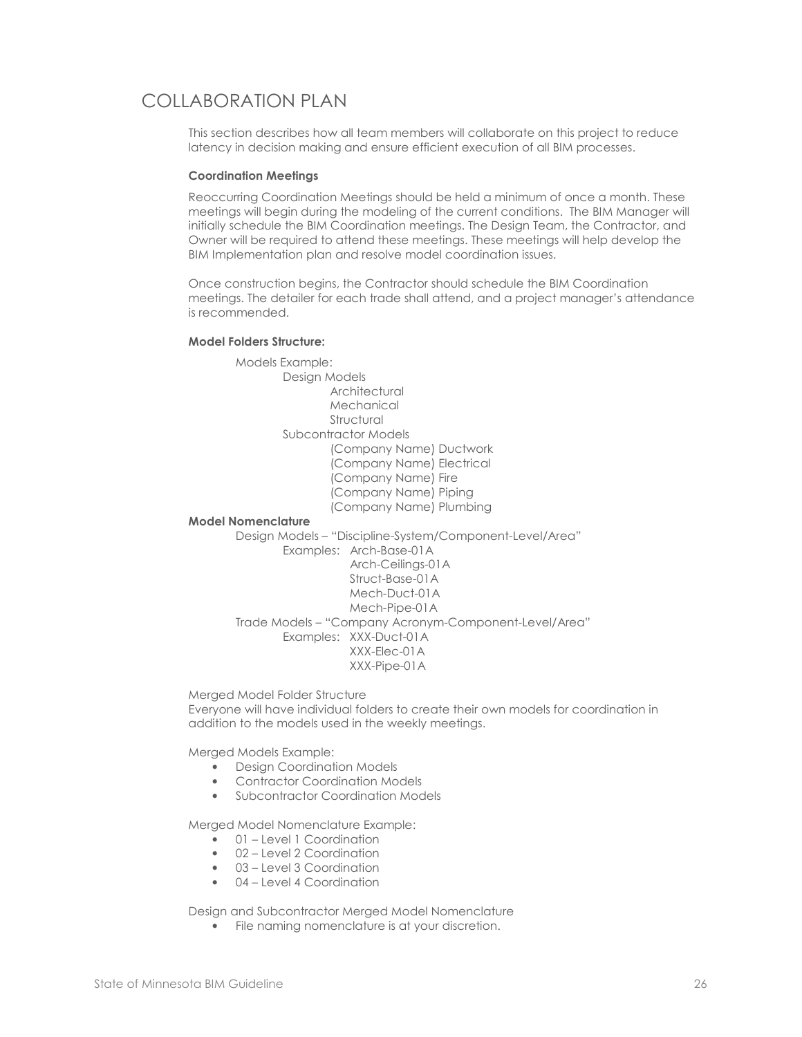# COLLABORATION PLAN

This section describes how all team members will collaborate on this project to reduce latency in decision making and ensure efficient execution of all BIM processes.

**Coordination Meetings**

Reoccurring Coordination Meetings should be held a minimum of once a month. These meetings will begin during the modeling of the current conditions. The BIM Manager will initially schedule the BIM Coordination meetings. The Design Team, the Contractor, and Owner will be required to attend these meetings. These meetings will help develop the BIM Implementation plan and resolve model coordination issues.

Once construction begins, the Contractor should schedule the BIM Coordination meetings. The detailer for each trade shall attend, and a project manager's attendance is recommended.

**Model Folders Structure:**

- Models Example:
  - Design Models
    - Architectural
    - Mechanical
    - Structural
  - Subcontractor Models
    - (Company Name) Ductwork
    - (Company Name) Electrical
    - (Company Name) Fire
    - (Company Name) Piping
    - (Company Name) Plumbing

**Model Nomenclature**

Design Models – "Discipline-System/Component-Level/Area"

Examples:
- Arch-Base-01A
- Arch-Ceilings-01A
- Struct-Base-01A
- Mech-Duct-01A
- Mech-Pipe-01A

Trade Models – "Company Acronym-Component-Level/Area"

Examples:
- XXX-Duct-01A
- XXX-Elec-01A
- XXX-Pipe-01A

Merged Model Folder Structure

Everyone will have individual folders to create their own models for coordination in addition to the models used in the weekly meetings.

Merged Models Example:

- Design Coordination Models
- Contractor Coordination Models
- Subcontractor Coordination Models

Merged Model Nomenclature Example:

- 01 – Level 1 Coordination
- 02 – Level 2 Coordination
- 03 – Level 3 Coordination
- 04 – Level 4 Coordination

Design and Subcontractor Merged Model Nomenclature

- File naming nomenclature is at your discretion.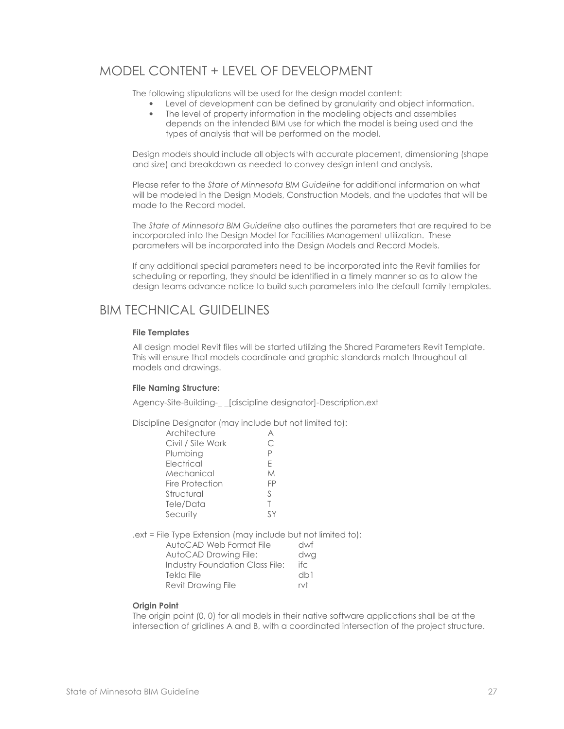## MODEL CONTENT + LEVEL OF DEVELOPMENT

The following stipulations will be used for the design model content:

- Level of development can be defined by granularity and object information.
- The level of property information in the modeling objects and assemblies depends on the intended BIM use for which the model is being used and the types of analysis that will be performed on the model.

Design models should include all objects with accurate placement, dimensioning (shape and size) and breakdown as needed to convey design intent and analysis.

Please refer to the *State of Minnesota BIM Guideline* for additional information on what will be modeled in the Design Models, Construction Models, and the updates that will be made to the Record model.

The *State of Minnesota BIM Guideline* also outlines the parameters that are required to be incorporated into the Design Model for Facilities Management utilization. These parameters will be incorporated into the Design Models and Record Models.

If any additional special parameters need to be incorporated into the Revit families for scheduling or reporting, they should be identified in a timely manner so as to allow the design teams advance notice to build such parameters into the default family templates.

## BIM TECHNICAL GUIDELINES

**File Templates**

All design model Revit files will be started utilizing the Shared Parameters Revit Template. This will ensure that models coordinate and graphic standards match throughout all models and drawings.

**File Naming Structure:**

Agency-Site-Building-_ _[discipline designator]-Description.ext

Discipline Designator (may include but not limited to):

| | |
|---|---|
| Architecture | A |
| Civil / Site Work | C |
| Plumbing | P |
| Electrical | E |
| Mechanical | M |
| Fire Protection | FP |
| Structural | S |
| Tele/Data | T |
| Security | SY |

.ext = File Type Extension (may include but not limited to):

| | |
|---|---|
| AutoCAD Web Format File | dwf |
| AutoCAD Drawing File: | dwg |
| Industry Foundation Class File: | ifc |
| Tekla File | db1 |
| Revit Drawing File | rvt |

**Origin Point**

The origin point (0, 0) for all models in their native software applications shall be at the intersection of gridlines A and B, with a coordinated intersection of the project structure.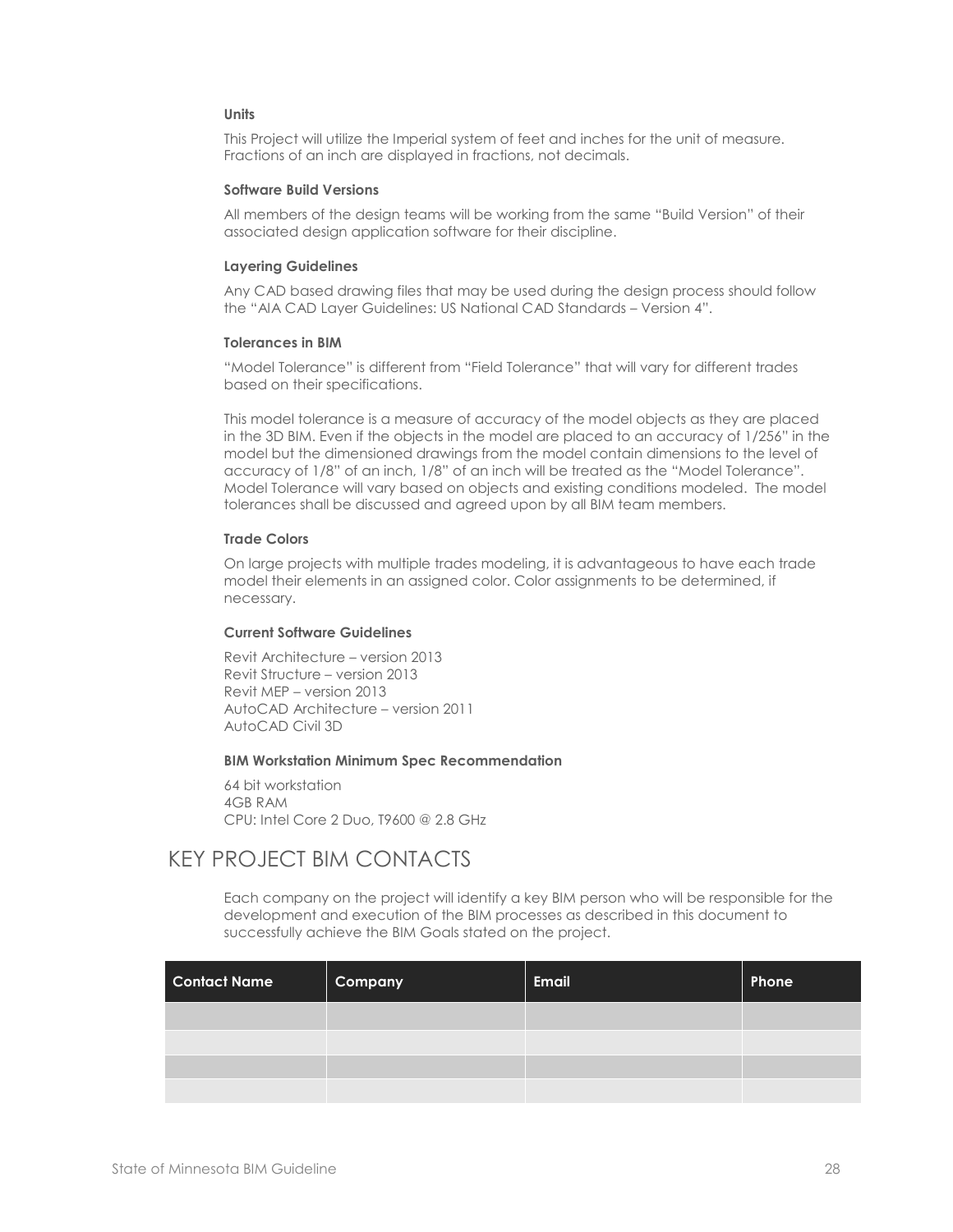### Units

This Project will utilize the Imperial system of feet and inches for the unit of measure. Fractions of an inch are displayed in fractions, not decimals.

### Software Build Versions

All members of the design teams will be working from the same "Build Version" of their associated design application software for their discipline.

### Layering Guidelines

Any CAD based drawing files that may be used during the design process should follow the "AIA CAD Layer Guidelines: US National CAD Standards – Version 4".

### Tolerances in BIM

"Model Tolerance" is different from "Field Tolerance" that will vary for different trades based on their specifications.

This model tolerance is a measure of accuracy of the model objects as they are placed in the 3D BIM. Even if the objects in the model are placed to an accuracy of 1/256" in the model but the dimensioned drawings from the model contain dimensions to the level of accuracy of 1/8" of an inch, 1/8" of an inch will be treated as the "Model Tolerance". Model Tolerance will vary based on objects and existing conditions modeled. The model tolerances shall be discussed and agreed upon by all BIM team members.

### Trade Colors

On large projects with multiple trades modeling, it is advantageous to have each trade model their elements in an assigned color. Color assignments to be determined, if necessary.

### Current Software Guidelines

Revit Architecture – version 2013
Revit Structure – version 2013
Revit MEP – version 2013
AutoCAD Architecture – version 2011
AutoCAD Civil 3D

### BIM Workstation Minimum Spec Recommendation

64 bit workstation
4GB RAM
CPU: Intel Core 2 Duo, T9600 @ 2.8 GHz

## KEY PROJECT BIM CONTACTS

Each company on the project will identify a key BIM person who will be responsible for the development and execution of the BIM processes as described in this document to successfully achieve the BIM Goals stated on the project.

| Contact Name | Company | Email | Phone |
|---|---|---|---|
| | | | |
| | | | |
| | | | |
| | | | |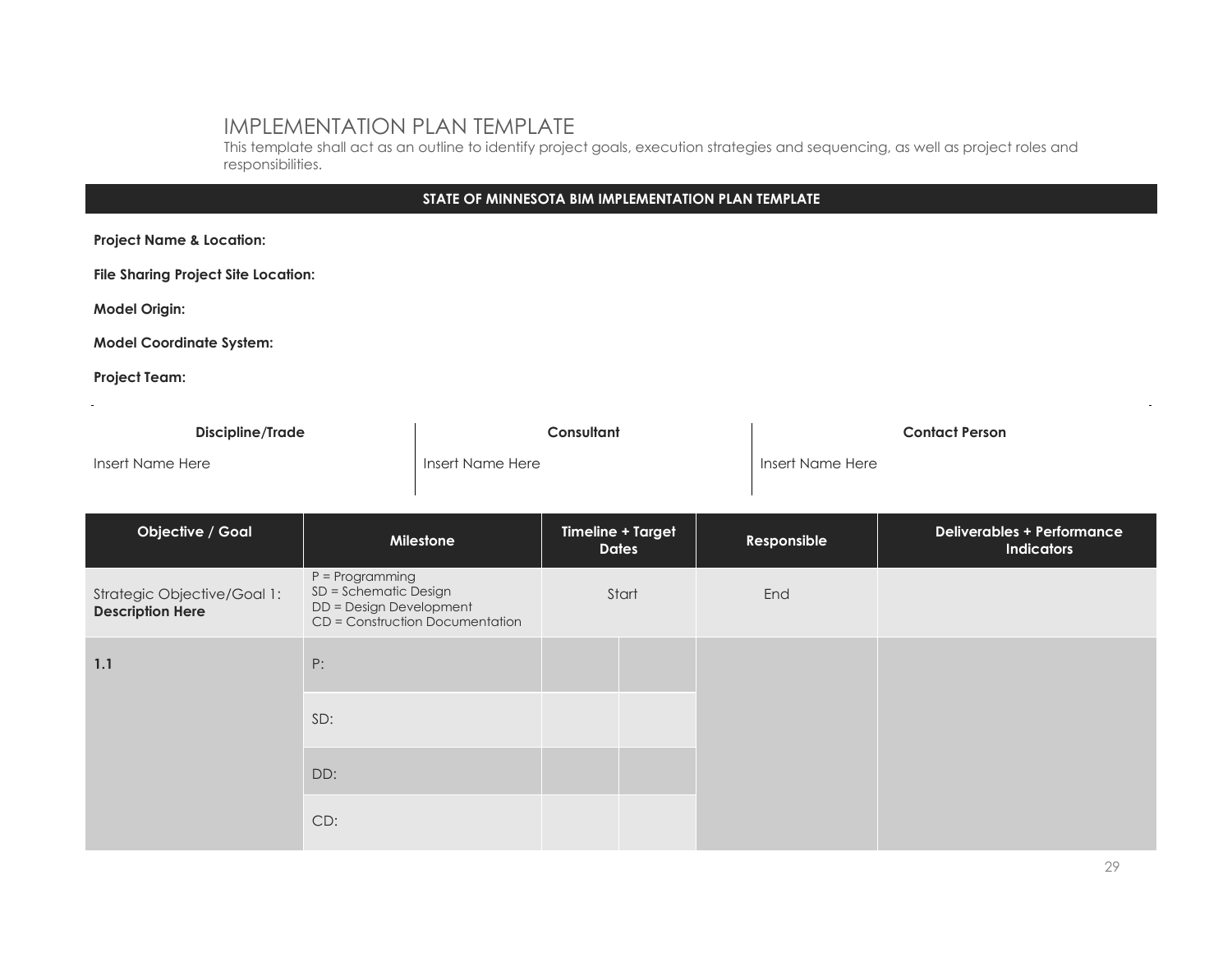# IMPLEMENTATION PLAN TEMPLATE

This template shall act as an outline to identify project goals, execution strategies and sequencing, as well as project roles and responsibilities.

**STATE OF MINNESOTA BIM IMPLEMENTATION PLAN TEMPLATE**

**Project Name & Location:**

**File Sharing Project Site Location:**

**Model Origin:**

**Model Coordinate System:**

**Project Team:**

| Discipline/Trade | Consultant | Contact Person |
|---|---|---|
| Insert Name Here | Insert Name Here | Insert Name Here |

| Objective / Goal | Milestone | Timeline + Target Dates | | Responsible | Deliverables + Performance Indicators |
|---|---|---|---|---|---|
| Strategic Objective/Goal 1: **Description Here** | P = Programming<br>SD = Schematic Design<br>DD = Design Development<br>CD = Construction Documentation | Start | | End | |
| **1.1** | P: | | | | |
| | SD: | | | | |
| | DD: | | | | |
| | CD: | | | | |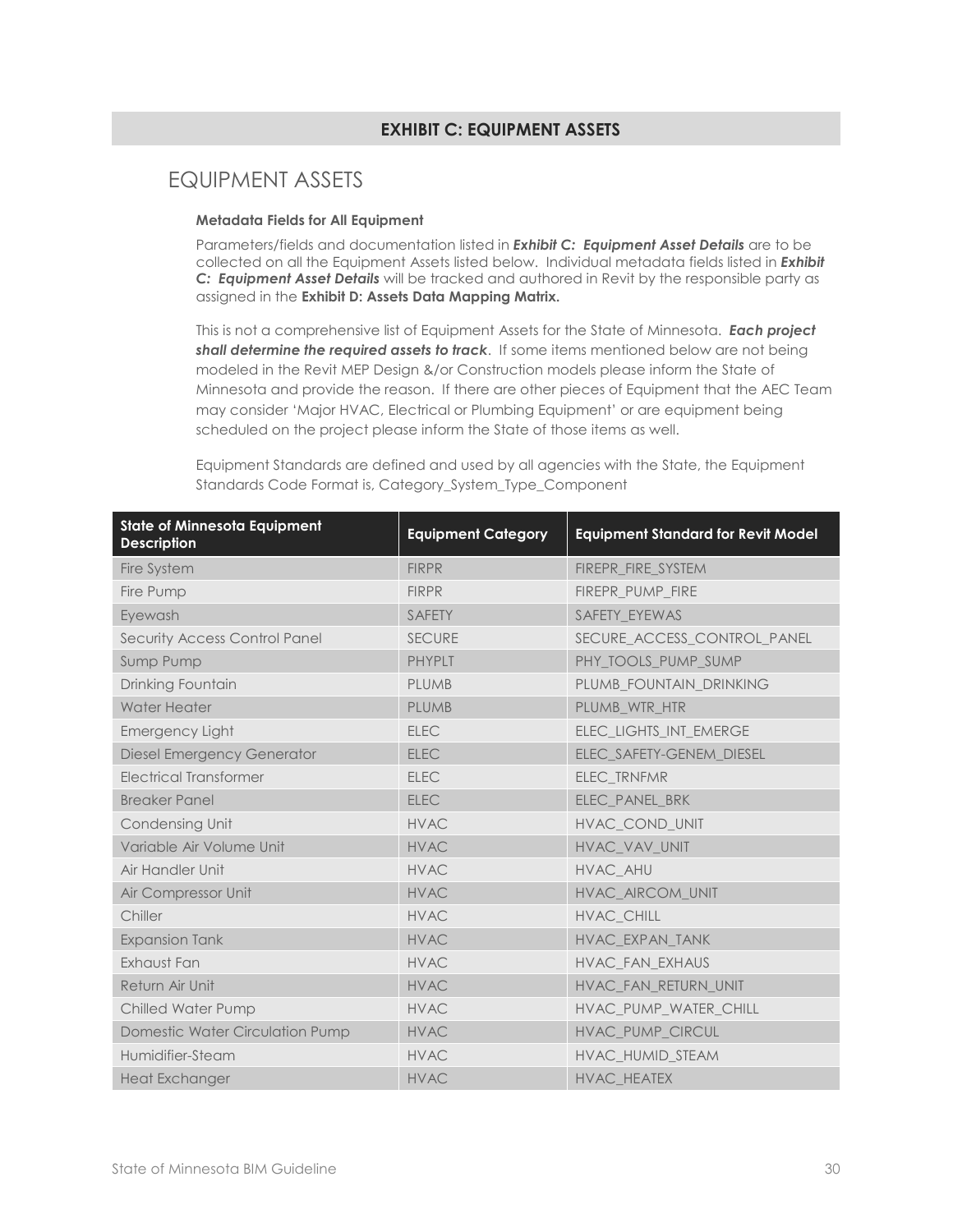## EXHIBIT C: EQUIPMENT ASSETS

# EQUIPMENT ASSETS

**Metadata Fields for All Equipment**

Parameters/fields and documentation listed in ***Exhibit C: Equipment Asset Details*** are to be collected on all the Equipment Assets listed below. Individual metadata fields listed in ***Exhibit C: Equipment Asset Details*** will be tracked and authored in Revit by the responsible party as assigned in the **Exhibit D: Assets Data Mapping Matrix.**

This is not a comprehensive list of Equipment Assets for the State of Minnesota. ***Each project shall determine the required assets to track***. If some items mentioned below are not being modeled in the Revit MEP Design &/or Construction models please inform the State of Minnesota and provide the reason. If there are other pieces of Equipment that the AEC Team may consider 'Major HVAC, Electrical or Plumbing Equipment' or are equipment being scheduled on the project please inform the State of those items as well.

Equipment Standards are defined and used by all agencies with the State, the Equipment Standards Code Format is, Category_System_Type_Component

| State of Minnesota Equipment Description | Equipment Category | Equipment Standard for Revit Model |
|---|---|---|
| Fire System | FIRPR | FIREPR_FIRE_SYSTEM |
| Fire Pump | FIRPR | FIREPR_PUMP_FIRE |
| Eyewash | SAFETY | SAFETY_EYEWAS |
| Security Access Control Panel | SECURE | SECURE_ACCESS_CONTROL_PANEL |
| Sump Pump | PHYPLT | PHY_TOOLS_PUMP_SUMP |
| Drinking Fountain | PLUMB | PLUMB_FOUNTAIN_DRINKING |
| Water Heater | PLUMB | PLUMB_WTR_HTR |
| Emergency Light | ELEC | ELEC_LIGHTS_INT_EMERGE |
| Diesel Emergency Generator | ELEC | ELEC_SAFETY-GENEM_DIESEL |
| Electrical Transformer | ELEC | ELEC_TRNFMR |
| Breaker Panel | ELEC | ELEC_PANEL_BRK |
| Condensing Unit | HVAC | HVAC_COND_UNIT |
| Variable Air Volume Unit | HVAC | HVAC_VAV_UNIT |
| Air Handler Unit | HVAC | HVAC_AHU |
| Air Compressor Unit | HVAC | HVAC_AIRCOM_UNIT |
| Chiller | HVAC | HVAC_CHILL |
| Expansion Tank | HVAC | HVAC_EXPAN_TANK |
| Exhaust Fan | HVAC | HVAC_FAN_EXHAUS |
| Return Air Unit | HVAC | HVAC_FAN_RETURN_UNIT |
| Chilled Water Pump | HVAC | HVAC_PUMP_WATER_CHILL |
| Domestic Water Circulation Pump | HVAC | HVAC_PUMP_CIRCUL |
| Humidifier-Steam | HVAC | HVAC_HUMID_STEAM |
| Heat Exchanger | HVAC | HVAC_HEATEX |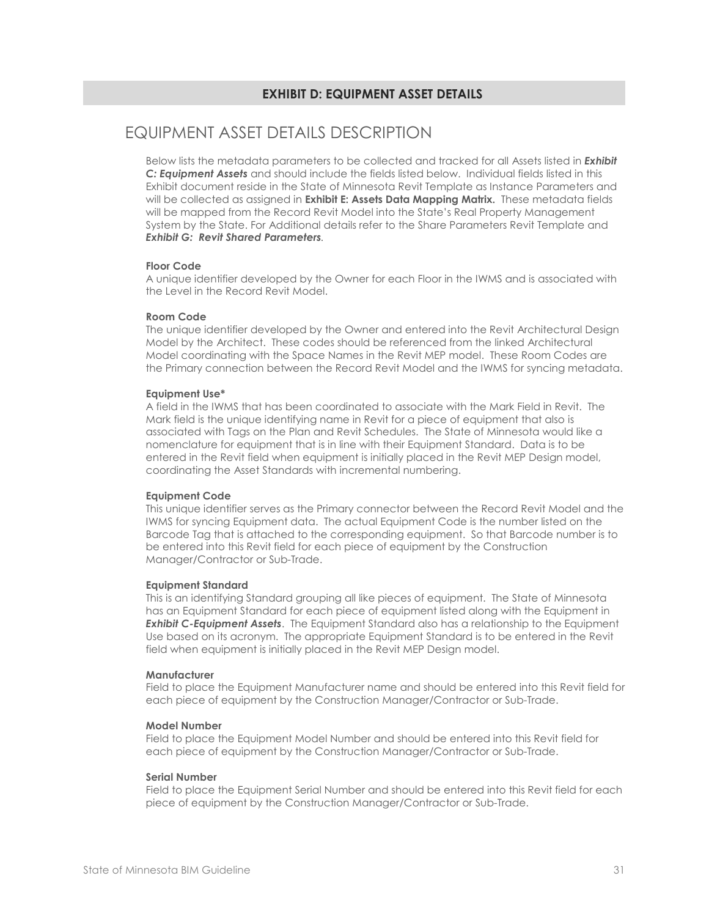## EXHIBIT D: EQUIPMENT ASSET DETAILS

# EQUIPMENT ASSET DETAILS DESCRIPTION

Below lists the metadata parameters to be collected and tracked for all Assets listed in ***Exhibit C: Equipment Assets*** and should include the fields listed below. Individual fields listed in this Exhibit document reside in the State of Minnesota Revit Template as Instance Parameters and will be collected as assigned in **Exhibit E: Assets Data Mapping Matrix.** These metadata fields will be mapped from the Record Revit Model into the State's Real Property Management System by the State. For Additional details refer to the Share Parameters Revit Template and ***Exhibit G: Revit Shared Parameters***.

**Floor Code**
A unique identifier developed by the Owner for each Floor in the IWMS and is associated with the Level in the Record Revit Model.

**Room Code**
The unique identifier developed by the Owner and entered into the Revit Architectural Design Model by the Architect. These codes should be referenced from the linked Architectural Model coordinating with the Space Names in the Revit MEP model. These Room Codes are the Primary connection between the Record Revit Model and the IWMS for syncing metadata.

**Equipment Use***
A field in the IWMS that has been coordinated to associate with the Mark Field in Revit. The Mark field is the unique identifying name in Revit for a piece of equipment that also is associated with Tags on the Plan and Revit Schedules. The State of Minnesota would like a nomenclature for equipment that is in line with their Equipment Standard. Data is to be entered in the Revit field when equipment is initially placed in the Revit MEP Design model, coordinating the Asset Standards with incremental numbering.

**Equipment Code**
This unique identifier serves as the Primary connector between the Record Revit Model and the IWMS for syncing Equipment data. The actual Equipment Code is the number listed on the Barcode Tag that is attached to the corresponding equipment. So that Barcode number is to be entered into this Revit field for each piece of equipment by the Construction Manager/Contractor or Sub-Trade.

**Equipment Standard**
This is an identifying Standard grouping all like pieces of equipment. The State of Minnesota has an Equipment Standard for each piece of equipment listed along with the Equipment in ***Exhibit C-Equipment Assets***. The Equipment Standard also has a relationship to the Equipment Use based on its acronym. The appropriate Equipment Standard is to be entered in the Revit field when equipment is initially placed in the Revit MEP Design model.

**Manufacturer**
Field to place the Equipment Manufacturer name and should be entered into this Revit field for each piece of equipment by the Construction Manager/Contractor or Sub-Trade.

**Model Number**
Field to place the Equipment Model Number and should be entered into this Revit field for each piece of equipment by the Construction Manager/Contractor or Sub-Trade.

**Serial Number**
Field to place the Equipment Serial Number and should be entered into this Revit field for each piece of equipment by the Construction Manager/Contractor or Sub-Trade.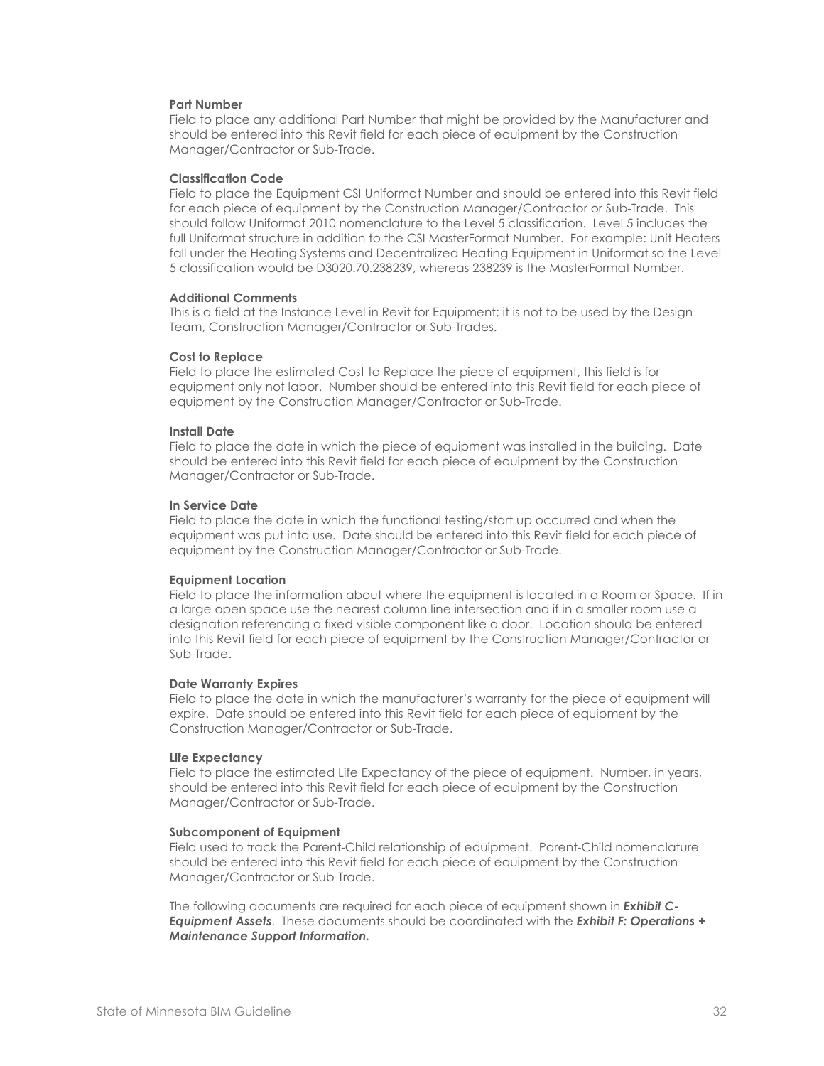**Part Number**
Field to place any additional Part Number that might be provided by the Manufacturer and should be entered into this Revit field for each piece of equipment by the Construction Manager/Contractor or Sub-Trade.

**Classification Code**
Field to place the Equipment CSI Uniformat Number and should be entered into this Revit field for each piece of equipment by the Construction Manager/Contractor or Sub-Trade. This should follow Uniformat 2010 nomenclature to the Level 5 classification. Level 5 includes the full Uniformat structure in addition to the CSI MasterFormat Number. For example: Unit Heaters fall under the Heating Systems and Decentralized Heating Equipment in Uniformat so the Level 5 classification would be D3020.70.238239, whereas 238239 is the MasterFormat Number.

**Additional Comments**
This is a field at the Instance Level in Revit for Equipment; it is not to be used by the Design Team, Construction Manager/Contractor or Sub-Trades.

**Cost to Replace**
Field to place the estimated Cost to Replace the piece of equipment, this field is for equipment only not labor. Number should be entered into this Revit field for each piece of equipment by the Construction Manager/Contractor or Sub-Trade.

**Install Date**
Field to place the date in which the piece of equipment was installed in the building. Date should be entered into this Revit field for each piece of equipment by the Construction Manager/Contractor or Sub-Trade.

**In Service Date**
Field to place the date in which the functional testing/start up occurred and when the equipment was put into use. Date should be entered into this Revit field for each piece of equipment by the Construction Manager/Contractor or Sub-Trade.

**Equipment Location**
Field to place the information about where the equipment is located in a Room or Space. If in a large open space use the nearest column line intersection and if in a smaller room use a designation referencing a fixed visible component like a door. Location should be entered into this Revit field for each piece of equipment by the Construction Manager/Contractor or Sub-Trade.

**Date Warranty Expires**
Field to place the date in which the manufacturer's warranty for the piece of equipment will expire. Date should be entered into this Revit field for each piece of equipment by the Construction Manager/Contractor or Sub-Trade.

**Life Expectancy**
Field to place the estimated Life Expectancy of the piece of equipment. Number, in years, should be entered into this Revit field for each piece of equipment by the Construction Manager/Contractor or Sub-Trade.

**Subcomponent of Equipment**
Field used to track the Parent-Child relationship of equipment. Parent-Child nomenclature should be entered into this Revit field for each piece of equipment by the Construction Manager/Contractor or Sub-Trade.

The following documents are required for each piece of equipment shown in ***Exhibit C-Equipment Assets***. These documents should be coordinated with the ***Exhibit F: Operations + Maintenance Support Information.***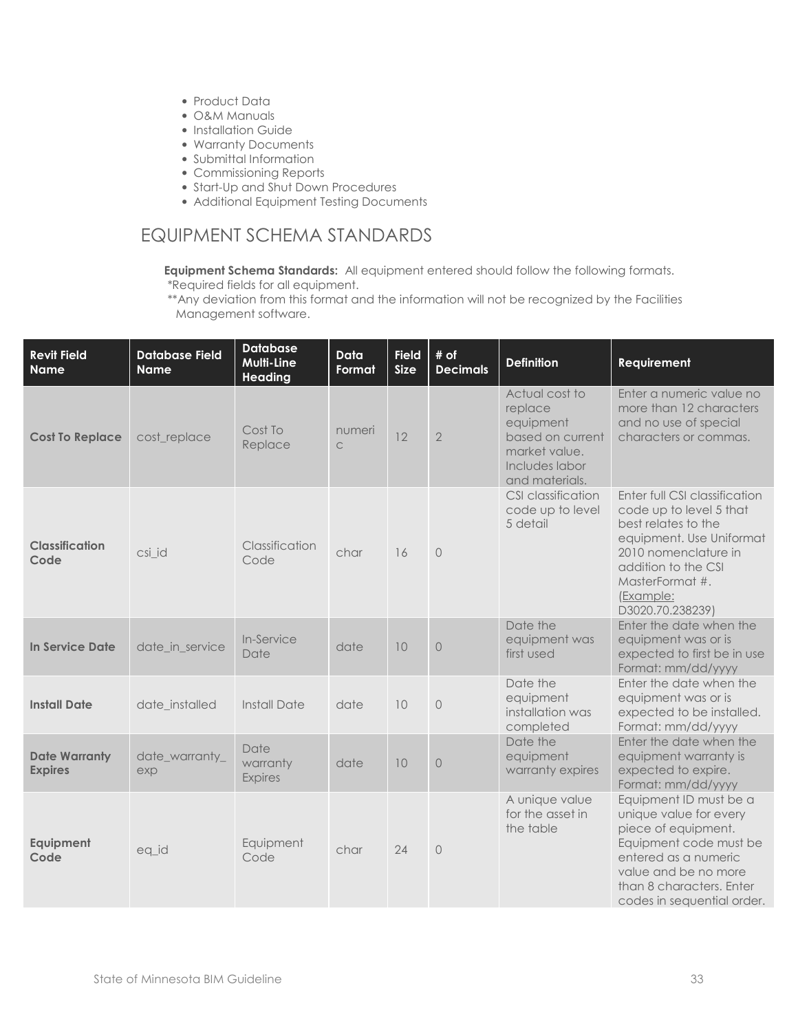- Product Data
- O&M Manuals
- Installation Guide
- Warranty Documents
- Submittal Information
- Commissioning Reports
- Start-Up and Shut Down Procedures
- Additional Equipment Testing Documents

## EQUIPMENT SCHEMA STANDARDS

**Equipment Schema Standards:** All equipment entered should follow the following formats.
*Required fields for all equipment.
**Any deviation from this format and the information will not be recognized by the Facilities Management software.

| Revit Field Name | Database Field Name | Database Multi-Line Heading | Data Format | Field Size | # of Decimals | Definition | Requirement |
|---|---|---|---|---|---|---|---|
| **Cost To Replace** | cost_replace | Cost To Replace | numeric | 12 | 2 | Actual cost to replace equipment based on current market value. Includes labor and materials. | Enter a numeric value no more than 12 characters and no use of special characters or commas. |
| **Classification Code** | csi_id | Classification Code | char | 16 | 0 | CSI classification code up to level 5 detail | Enter full CSI classification code up to level 5 that best relates to the equipment. Use Uniformat 2010 nomenclature in addition to the CSI MasterFormat #. (Example: D3020.70.238239) |
| **In Service Date** | date_in_service | In-Service Date | date | 10 | 0 | Date the equipment was first used | Enter the date when the equipment was or is expected to first be in use Format: mm/dd/yyyy |
| **Install Date** | date_installed | Install Date | date | 10 | 0 | Date the equipment installation was completed | Enter the date when the equipment was or is expected to be installed. Format: mm/dd/yyyy |
| **Date Warranty Expires** | date_warranty_exp | Date warranty Expires | date | 10 | 0 | Date the equipment warranty expires | Enter the date when the equipment warranty is expected to expire. Format: mm/dd/yyyy |
| **Equipment Code** | eq_id | Equipment Code | char | 24 | 0 | A unique value for the asset in the table | Equipment ID must be a unique value for every piece of equipment. Equipment code must be entered as a numeric value and be no more than 8 characters. Enter codes in sequential order. |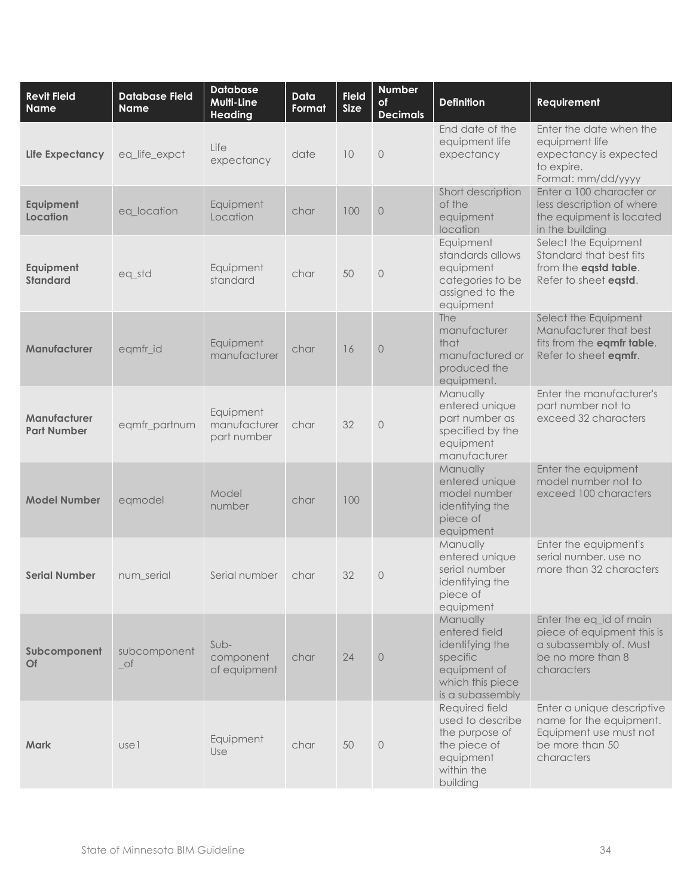| Revit Field Name | Database Field Name | Database Multi-Line Heading | Data Format | Field Size | Number of Decimals | Definition | Requirement |
|---|---|---|---|---|---|---|---|
| **Life Expectancy** | eq_life_expct | Life expectancy | date | 10 | 0 | End date of the equipment life expectancy | Enter the date when the equipment life expectancy is expected to expire. Format: mm/dd/yyyy |
| **Equipment Location** | eq_location | Equipment Location | char | 100 | 0 | Short description of the equipment location | Enter a 100 character or less description of where the equipment is located in the building |
| **Equipment Standard** | eq_std | Equipment standard | char | 50 | 0 | Equipment standards allows equipment categories to be assigned to the equipment | Select the Equipment Standard that best fits from the **eqstd table**. Refer to sheet **eqstd**. |
| **Manufacturer** | eqmfr_id | Equipment manufacturer | char | 16 | 0 | The manufacturer that manufactured or produced the equipment. | Select the Equipment Manufacturer that best fits from the **eqmfr table**. Refer to sheet **eqmfr**. |
| **Manufacturer Part Number** | eqmfr_partnum | Equipment manufacturer part number | char | 32 | 0 | Manually entered unique part number as specified by the equipment manufacturer | Enter the manufacturer's part number not to exceed 32 characters |
| **Model Number** | eqmodel | Model number | char | 100 | | Manually entered unique model number identifying the piece of equipment | Enter the equipment model number not to exceed 100 characters |
| **Serial Number** | num_serial | Serial number | char | 32 | 0 | Manually entered unique serial number identifying the piece of equipment | Enter the equipment's serial number. use no more than 32 characters |
| **Subcomponent Of** | subcomponent_of | Sub-component of equipment | char | 24 | 0 | Manually entered field identifying the specific equipment of which this piece is a subassembly | Enter the eq_id of main piece of equipment this is a subassembly of. Must be no more than 8 characters |
| **Mark** | use1 | Equipment Use | char | 50 | 0 | Required field used to describe the purpose of the piece of equipment within the building | Enter a unique descriptive name for the equipment. Equipment use must not be more than 50 characters |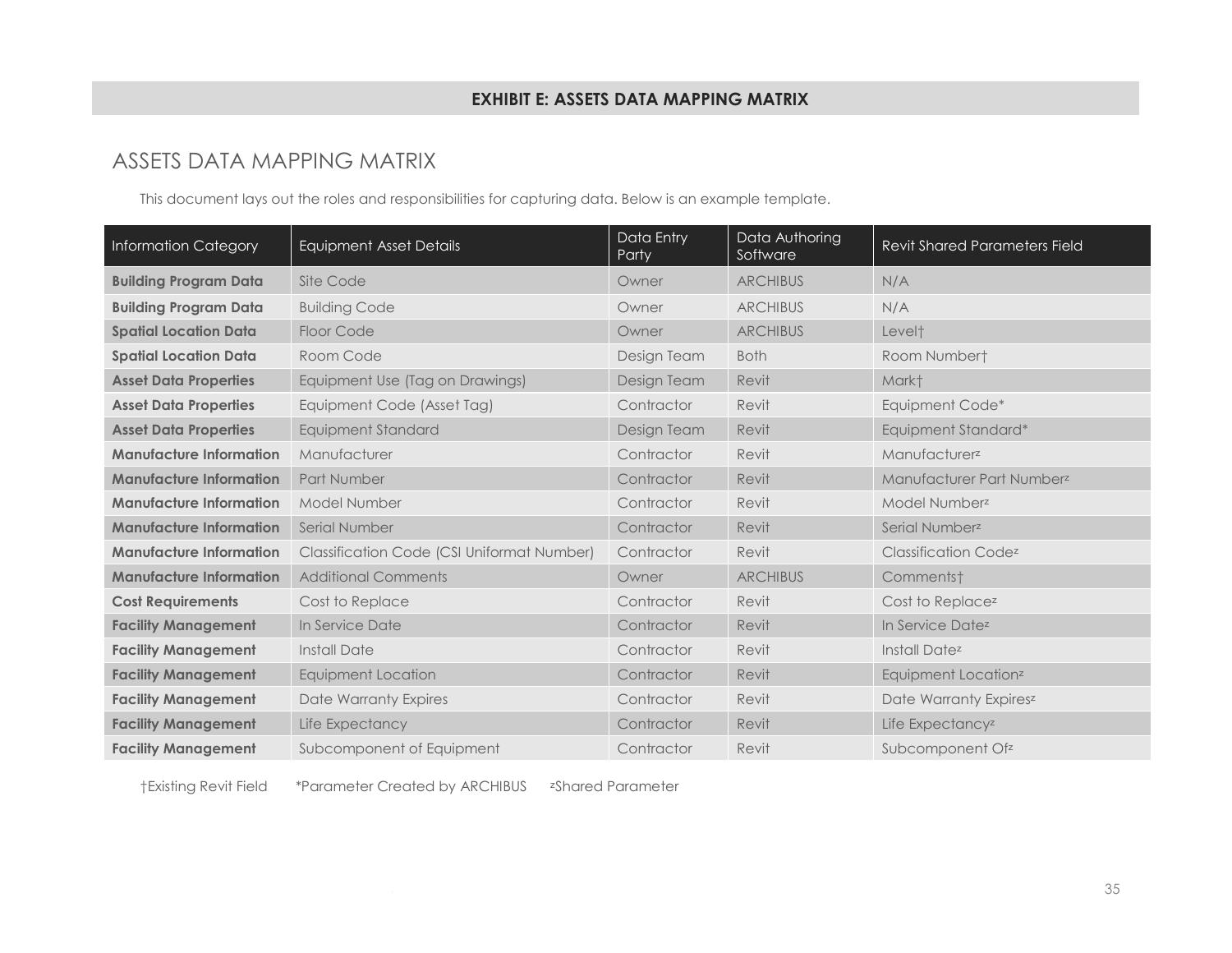## EXHIBIT E: ASSETS DATA MAPPING MATRIX

# ASSETS DATA MAPPING MATRIX

This document lays out the roles and responsibilities for capturing data. Below is an example template.

| Information Category | Equipment Asset Details | Data Entry Party | Data Authoring Software | Revit Shared Parameters Field |
|---|---|---|---|---|
| **Building Program Data** | Site Code | Owner | ARCHIBUS | N/A |
| **Building Program Data** | Building Code | Owner | ARCHIBUS | N/A |
| **Spatial Location Data** | Floor Code | Owner | ARCHIBUS | Level† |
| **Spatial Location Data** | Room Code | Design Team | Both | Room Number† |
| **Asset Data Properties** | Equipment Use (Tag on Drawings) | Design Team | Revit | Mark† |
| **Asset Data Properties** | Equipment Code (Asset Tag) | Contractor | Revit | Equipment Code* |
| **Asset Data Properties** | Equipment Standard | Design Team | Revit | Equipment Standard* |
| **Manufacture Information** | Manufacturer | Contractor | Revit | Manufacturer[z] |
| **Manufacture Information** | Part Number | Contractor | Revit | Manufacturer Part Number[z] |
| **Manufacture Information** | Model Number | Contractor | Revit | Model Number[z] |
| **Manufacture Information** | Serial Number | Contractor | Revit | Serial Number[z] |
| **Manufacture Information** | Classification Code (CSI Uniformat Number) | Contractor | Revit | Classification Code[z] |
| **Manufacture Information** | Additional Comments | Owner | ARCHIBUS | Comments† |
| **Cost Requirements** | Cost to Replace | Contractor | Revit | Cost to Replace[z] |
| **Facility Management** | In Service Date | Contractor | Revit | In Service Date[z] |
| **Facility Management** | Install Date | Contractor | Revit | Install Date[z] |
| **Facility Management** | Equipment Location | Contractor | Revit | Equipment Location[z] |
| **Facility Management** | Date Warranty Expires | Contractor | Revit | Date Warranty Expires[z] |
| **Facility Management** | Life Expectancy | Contractor | Revit | Life Expectancy[z] |
| **Facility Management** | Subcomponent of Equipment | Contractor | Revit | Subcomponent Of[z] |

†Existing Revit Field *Parameter Created by ARCHIBUS [z]Shared Parameter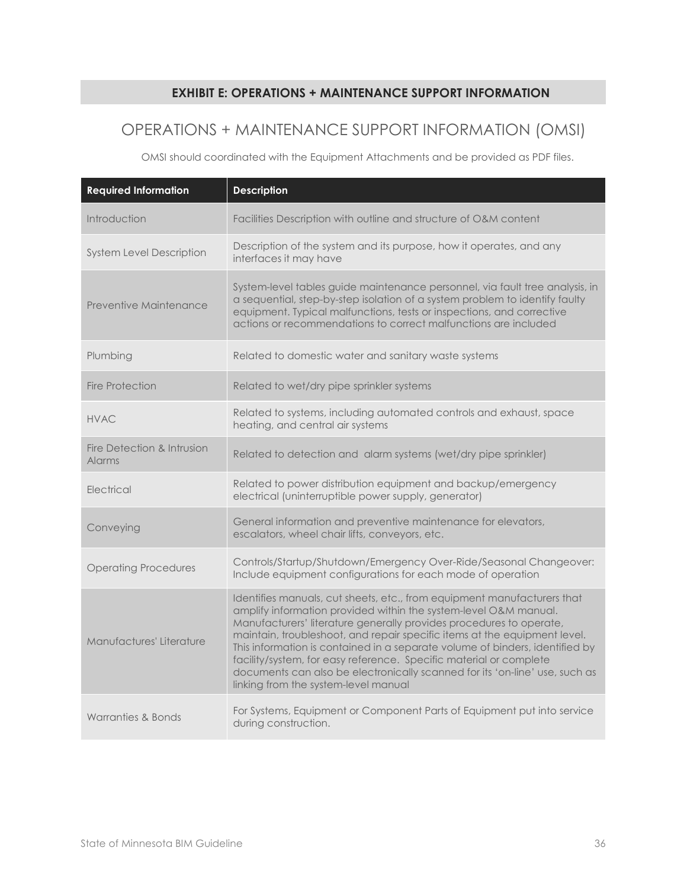## EXHIBIT E: OPERATIONS + MAINTENANCE SUPPORT INFORMATION

# OPERATIONS + MAINTENANCE SUPPORT INFORMATION (OMSI)

OMSI should coordinated with the Equipment Attachments and be provided as PDF files.

| Required Information | Description |
|---|---|
| Introduction | Facilities Description with outline and structure of O&M content |
| System Level Description | Description of the system and its purpose, how it operates, and any interfaces it may have |
| Preventive Maintenance | System-level tables guide maintenance personnel, via fault tree analysis, in a sequential, step-by-step isolation of a system problem to identify faulty equipment. Typical malfunctions, tests or inspections, and corrective actions or recommendations to correct malfunctions are included |
| Plumbing | Related to domestic water and sanitary waste systems |
| Fire Protection | Related to wet/dry pipe sprinkler systems |
| HVAC | Related to systems, including automated controls and exhaust, space heating, and central air systems |
| Fire Detection & Intrusion Alarms | Related to detection and alarm systems (wet/dry pipe sprinkler) |
| Electrical | Related to power distribution equipment and backup/emergency electrical (uninterruptible power supply, generator) |
| Conveying | General information and preventive maintenance for elevators, escalators, wheel chair lifts, conveyors, etc. |
| Operating Procedures | Controls/Startup/Shutdown/Emergency Over-Ride/Seasonal Changeover: Include equipment configurations for each mode of operation |
| Manufactures' Literature | Identifies manuals, cut sheets, etc., from equipment manufacturers that amplify information provided within the system-level O&M manual. Manufacturers' literature generally provides procedures to operate, maintain, troubleshoot, and repair specific items at the equipment level. This information is contained in a separate volume of binders, identified by facility/system, for easy reference. Specific material or complete documents can also be electronically scanned for its 'on-line' use, such as linking from the system-level manual |
| Warranties & Bonds | For Systems, Equipment or Component Parts of Equipment put into service during construction. |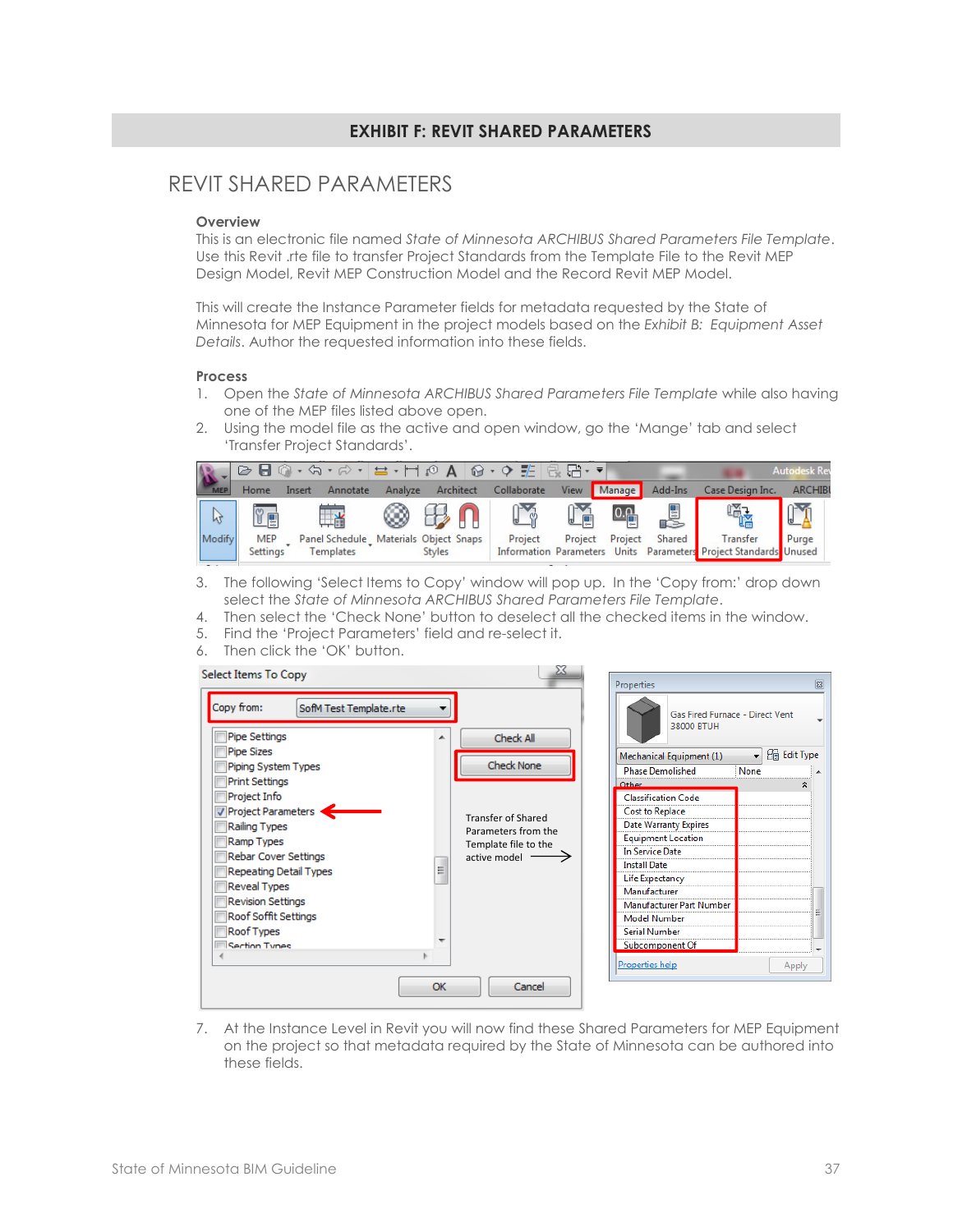# EXHIBIT F: REVIT SHARED PARAMETERS

## REVIT SHARED PARAMETERS

### Overview

This is an electronic file named *State of Minnesota ARCHIBUS Shared Parameters File Template*. Use this Revit .rte file to transfer Project Standards from the Template File to the Revit MEP Design Model, Revit MEP Construction Model and the Record Revit MEP Model.

This will create the Instance Parameter fields for metadata requested by the State of Minnesota for MEP Equipment in the project models based on the *Exhibit B: Equipment Asset Details*. Author the requested information into these fields.

### Process

1. Open the *State of Minnesota ARCHIBUS Shared Parameters File Template* while also having one of the MEP files listed above open.
2. Using the model file as the active and open window, go the 'Mange' tab and select 'Transfer Project Standards'.
3. The following 'Select Items to Copy' window will pop up. In the 'Copy from:' drop down select the *State of Minnesota ARCHIBUS Shared Parameters File Template*.
4. Then select the 'Check None' button to deselect all the checked items in the window.
5. Find the 'Project Parameters' field and re-select it.
6. Then click the 'OK' button.
7. At the Instance Level in Revit you will now find these Shared Parameters for MEP Equipment on the project so that metadata required by the State of Minnesota can be authored into these fields.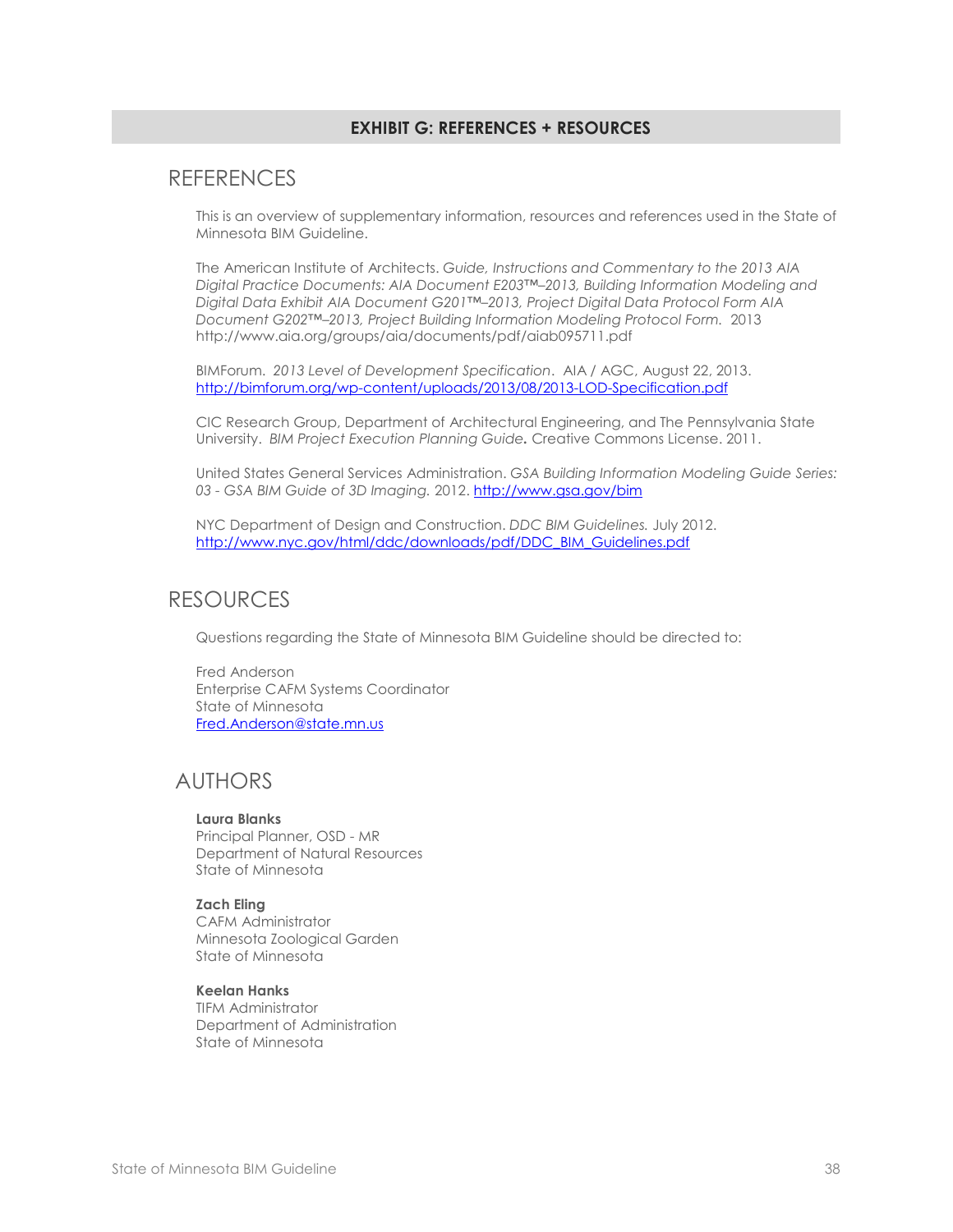## EXHIBIT G: REFERENCES + RESOURCES

# REFERENCES

This is an overview of supplementary information, resources and references used in the State of Minnesota BIM Guideline.

The American Institute of Architects. *Guide, Instructions and Commentary to the 2013 AIA Digital Practice Documents: AIA Document E203™–2013, Building Information Modeling and Digital Data Exhibit AIA Document G201™–2013, Project Digital Data Protocol Form AIA Document G202™–2013, Project Building Information Modeling Protocol Form.* 2013 http://www.aia.org/groups/aia/documents/pdf/aiab095711.pdf

BIMForum. *2013 Level of Development Specification*. AIA / AGC, August 22, 2013. http://bimforum.org/wp-content/uploads/2013/08/2013-LOD-Specification.pdf

CIC Research Group, Department of Architectural Engineering, and The Pennsylvania State University. *BIM Project Execution Planning Guide***.** Creative Commons License. 2011.

United States General Services Administration. *GSA Building Information Modeling Guide Series: 03 - GSA BIM Guide of 3D Imaging.* 2012. http://www.gsa.gov/bim

NYC Department of Design and Construction. *DDC BIM Guidelines.* July 2012. http://www.nyc.gov/html/ddc/downloads/pdf/DDC_BIM_Guidelines.pdf

# RESOURCES

Questions regarding the State of Minnesota BIM Guideline should be directed to:

Fred Anderson
Enterprise CAFM Systems Coordinator
State of Minnesota
Fred.Anderson@state.mn.us

# AUTHORS

**Laura Blanks**
Principal Planner, OSD - MR
Department of Natural Resources
State of Minnesota

**Zach Eling**
CAFM Administrator
Minnesota Zoological Garden
State of Minnesota

**Keelan Hanks**
TIFM Administrator
Department of Administration
State of Minnesota